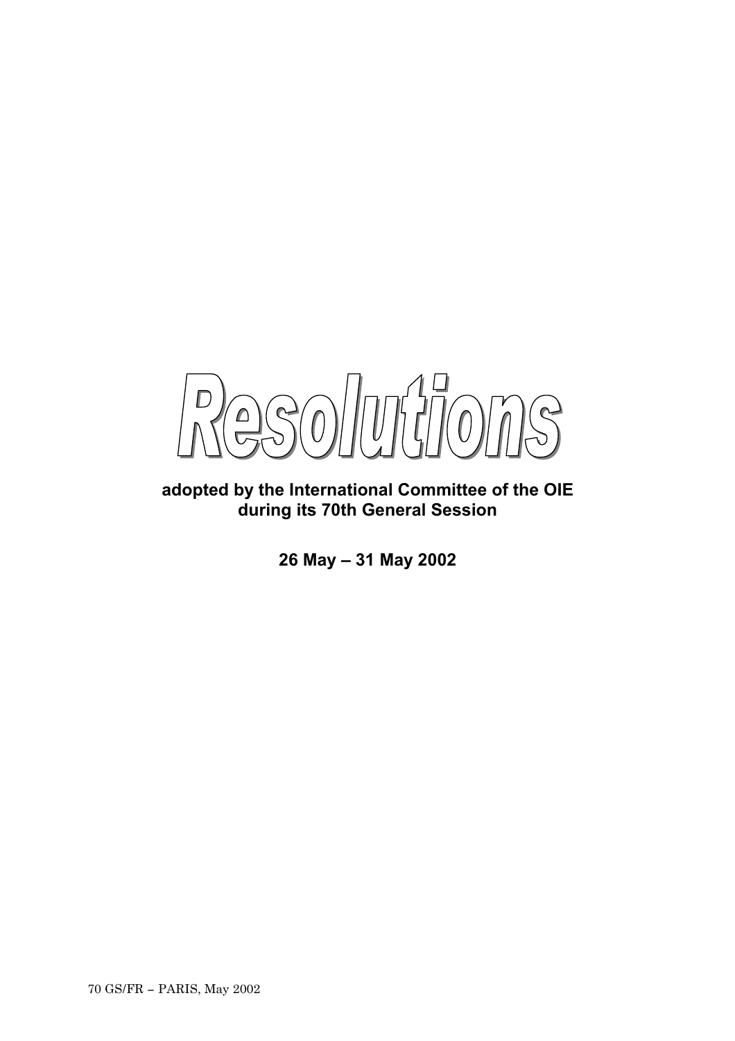# Resolutions

**adopted by the International Committee of the OIE during its 70th General Session**

**26 May – 31 May 2002**

70 GS/FR – PARIS, May 2002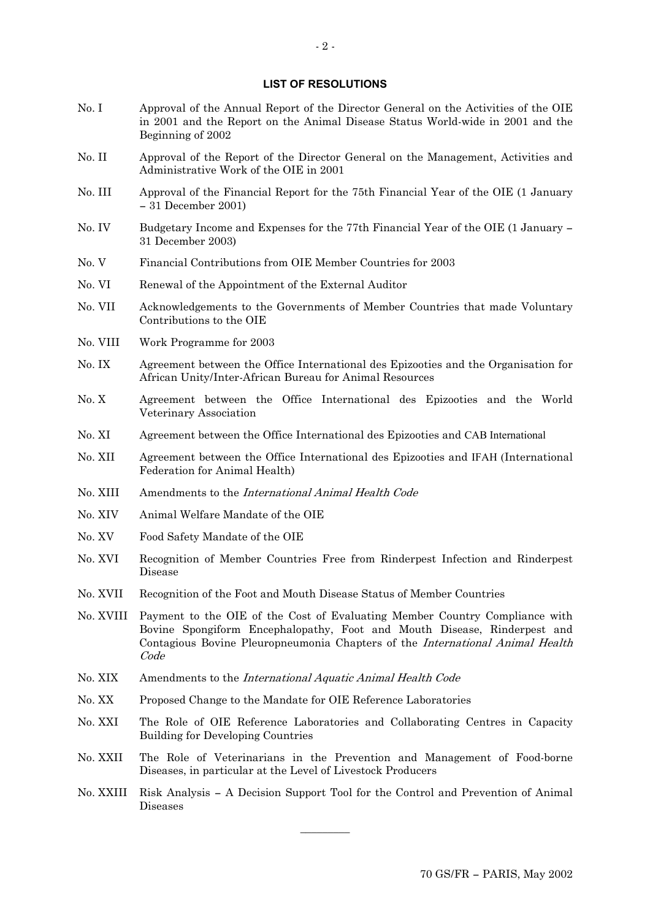**LIST OF RESOLUTIONS**

| | |
|---|---|
| No. I | Approval of the Annual Report of the Director General on the Activities of the OIE in 2001 and the Report on the Animal Disease Status World-wide in 2001 and the Beginning of 2002 |
| No. II | Approval of the Report of the Director General on the Management, Activities and Administrative Work of the OIE in 2001 |
| No. III | Approval of the Financial Report for the 75th Financial Year of the OIE (1 January – 31 December 2001) |
| No. IV | Budgetary Income and Expenses for the 77th Financial Year of the OIE (1 January – 31 December 2003) |
| No. V | Financial Contributions from OIE Member Countries for 2003 |
| No. VI | Renewal of the Appointment of the External Auditor |
| No. VII | Acknowledgements to the Governments of Member Countries that made Voluntary Contributions to the OIE |
| No. VIII | Work Programme for 2003 |
| No. IX | Agreement between the Office International des Epizooties and the Organisation for African Unity/Inter-African Bureau for Animal Resources |
| No. X | Agreement between the Office International des Epizooties and the World Veterinary Association |
| No. XI | Agreement between the Office International des Epizooties and CAB International |
| No. XII | Agreement between the Office International des Epizooties and IFAH (International Federation for Animal Health) |
| No. XIII | Amendments to the *International Animal Health Code* |
| No. XIV | Animal Welfare Mandate of the OIE |
| No. XV | Food Safety Mandate of the OIE |
| No. XVI | Recognition of Member Countries Free from Rinderpest Infection and Rinderpest Disease |
| No. XVII | Recognition of the Foot and Mouth Disease Status of Member Countries |
| No. XVIII | Payment to the OIE of the Cost of Evaluating Member Country Compliance with Bovine Spongiform Encephalopathy, Foot and Mouth Disease, Rinderpest and Contagious Bovine Pleuropneumonia Chapters of the *International Animal Health Code* |
| No. XIX | Amendments to the *International Aquatic Animal Health Code* |
| No. XX | Proposed Change to the Mandate for OIE Reference Laboratories |
| No. XXI | The Role of OIE Reference Laboratories and Collaborating Centres in Capacity Building for Developing Countries |
| No. XXII | The Role of Veterinarians in the Prevention and Management of Food-borne Diseases, in particular at the Level of Livestock Producers |
| No. XXIII | Risk Analysis – A Decision Support Tool for the Control and Prevention of Animal Diseases |

---

70 GS/FR – PARIS, May 2002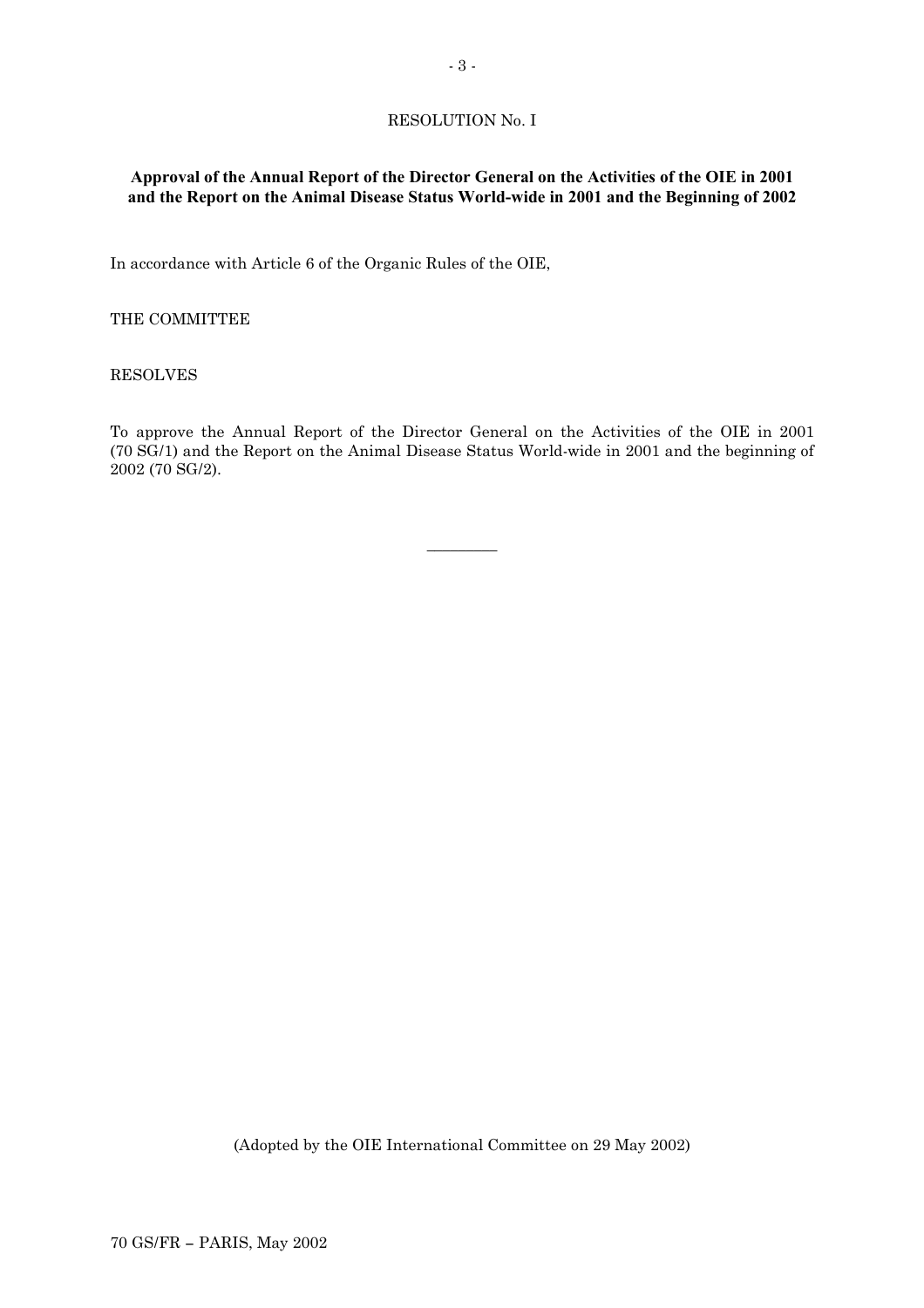RESOLUTION No. I

**Approval of the Annual Report of the Director General on the Activities of the OIE in 2001 and the Report on the Animal Disease Status World-wide in 2001 and the Beginning of 2002**

In accordance with Article 6 of the Organic Rules of the OIE,

THE COMMITTEE

RESOLVES

To approve the Annual Report of the Director General on the Activities of the OIE in 2001 (70 SG/1) and the Report on the Animal Disease Status World-wide in 2001 and the beginning of 2002 (70 SG/2).

---

(Adopted by the OIE International Committee on 29 May 2002)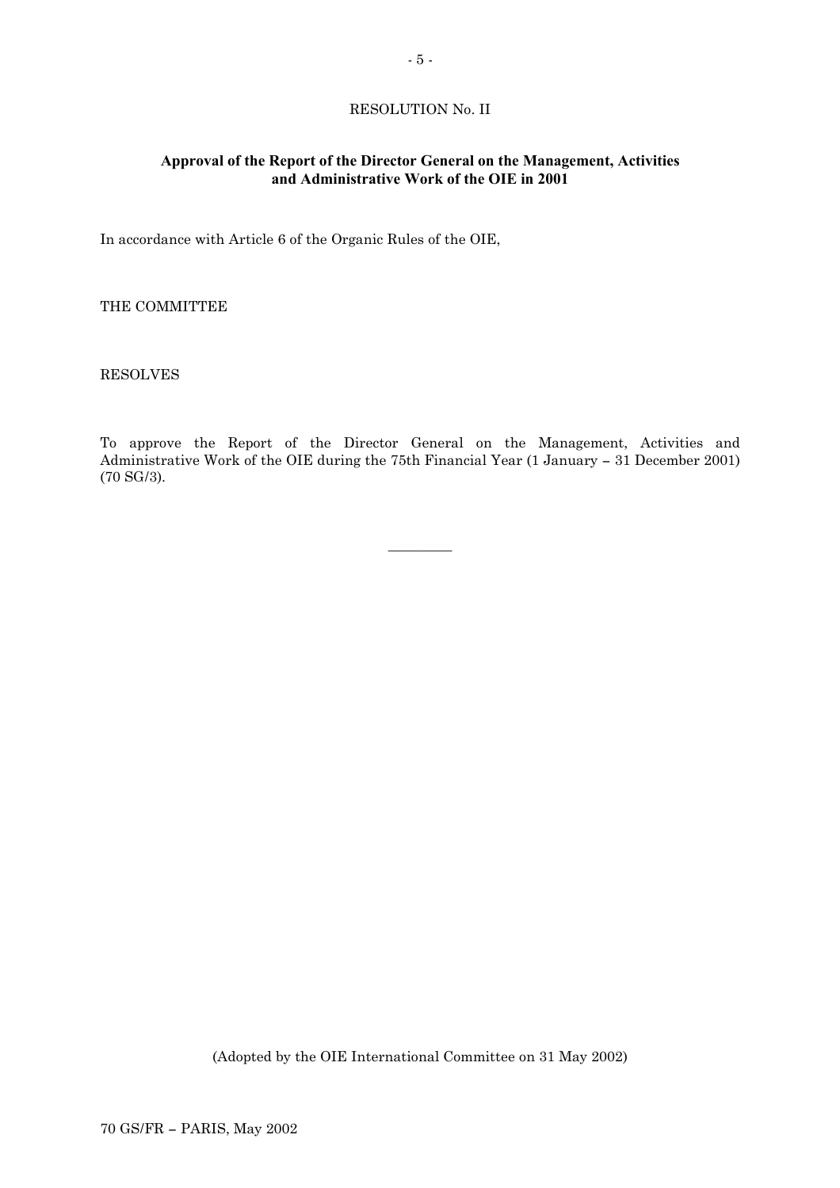RESOLUTION No. II

**Approval of the Report of the Director General on the Management, Activities and Administrative Work of the OIE in 2001**

In accordance with Article 6 of the Organic Rules of the OIE,

THE COMMITTEE

RESOLVES

To approve the Report of the Director General on the Management, Activities and Administrative Work of the OIE during the 75th Financial Year (1 January – 31 December 2001) (70 SG/3).

---

(Adopted by the OIE International Committee on 31 May 2002)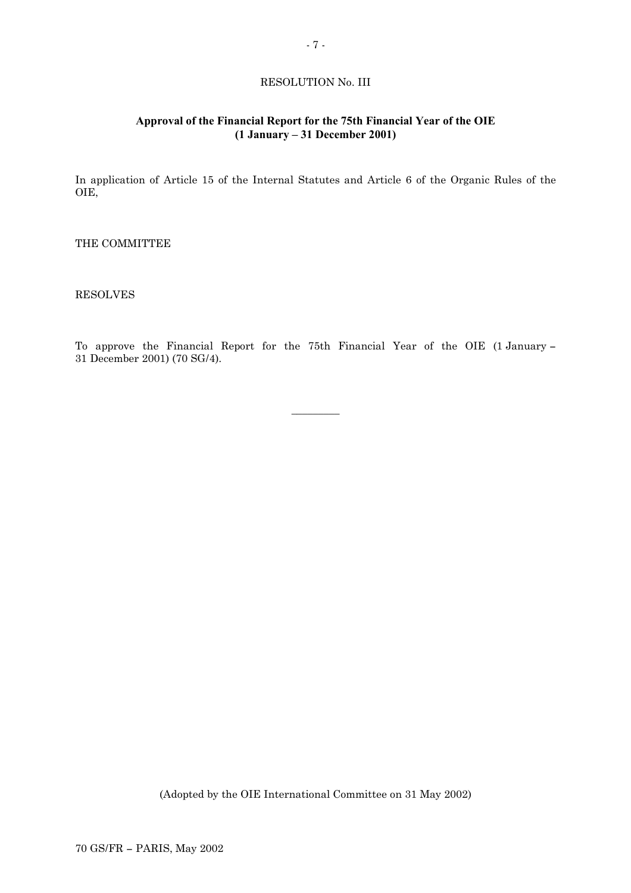RESOLUTION No. III

**Approval of the Financial Report for the 75th Financial Year of the OIE (1 January – 31 December 2001)**

In application of Article 15 of the Internal Statutes and Article 6 of the Organic Rules of the OIE,

THE COMMITTEE

RESOLVES

To approve the Financial Report for the 75th Financial Year of the OIE (1 January – 31 December 2001) (70 SG/4).

_________

(Adopted by the OIE International Committee on 31 May 2002)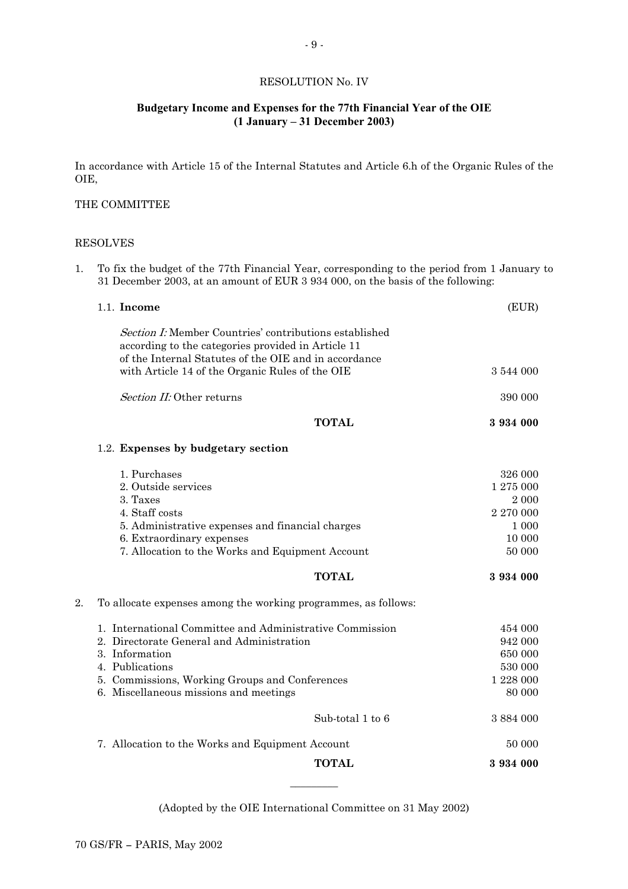## RESOLUTION No. IV

### Budgetary Income and Expenses for the 77th Financial Year of the OIE (1 January – 31 December 2003)

In accordance with Article 15 of the Internal Statutes and Article 6.h of the Organic Rules of the OIE,

THE COMMITTEE

RESOLVES

1. To fix the budget of the 77th Financial Year, corresponding to the period from 1 January to 31 December 2003, at an amount of EUR 3 934 000, on the basis of the following:

1.1. **Income**

| | (EUR) |
|---|---:|
| *Section I:* Member Countries' contributions established according to the categories provided in Article 11 of the Internal Statutes of the OIE and in accordance with Article 14 of the Organic Rules of the OIE | 3 544 000 |
| *Section II:* Other returns | 390 000 |
| **TOTAL** | **3 934 000** |

1.2. **Expenses by budgetary section**

| | |
|---|---:|
| 1. Purchases | 326 000 |
| 2. Outside services | 1 275 000 |
| 3. Taxes | 2 000 |
| 4. Staff costs | 2 270 000 |
| 5. Administrative expenses and financial charges | 1 000 |
| 6. Extraordinary expenses | 10 000 |
| 7. Allocation to the Works and Equipment Account | 50 000 |
| **TOTAL** | **3 934 000** |

2. To allocate expenses among the working programmes, as follows:

| | |
|---|---:|
| 1. International Committee and Administrative Commission | 454 000 |
| 2. Directorate General and Administration | 942 000 |
| 3. Information | 650 000 |
| 4. Publications | 530 000 |
| 5. Commissions, Working Groups and Conferences | 1 228 000 |
| 6. Miscellaneous missions and meetings | 80 000 |
| Sub-total 1 to 6 | 3 884 000 |
| 7. Allocation to the Works and Equipment Account | 50 000 |
| **TOTAL** | **3 934 000** |

---

(Adopted by the OIE International Committee on 31 May 2002)

70 GS/FR – PARIS, May 2002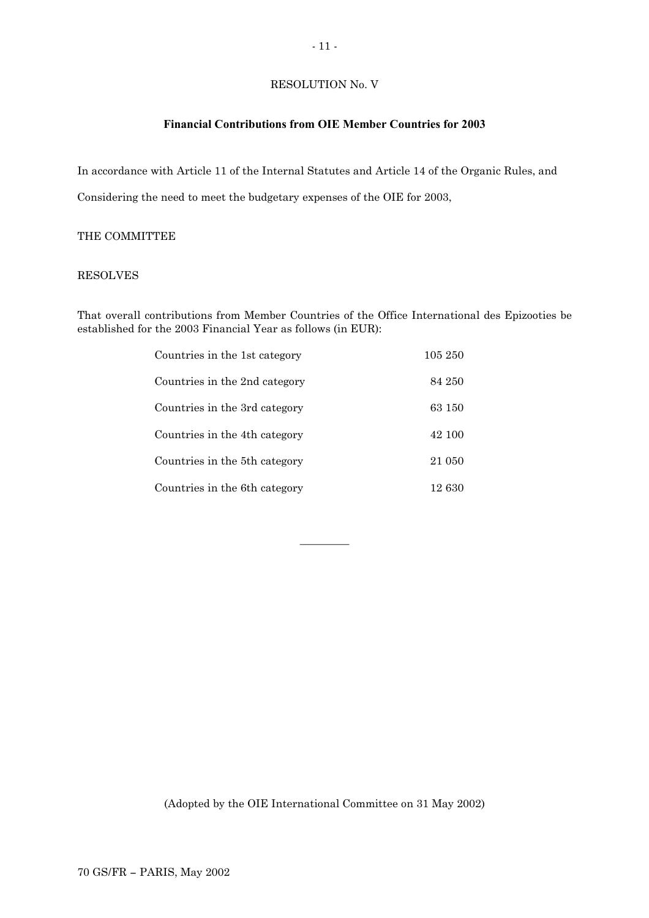RESOLUTION No. V

**Financial Contributions from OIE Member Countries for 2003**

In accordance with Article 11 of the Internal Statutes and Article 14 of the Organic Rules, and

Considering the need to meet the budgetary expenses of the OIE for 2003,

THE COMMITTEE

RESOLVES

That overall contributions from Member Countries of the Office International des Epizooties be established for the 2003 Financial Year as follows (in EUR):

| | |
|---|---|
| Countries in the 1st category | 105 250 |
| Countries in the 2nd category | 84 250 |
| Countries in the 3rd category | 63 150 |
| Countries in the 4th category | 42 100 |
| Countries in the 5th category | 21 050 |
| Countries in the 6th category | 12 630 |

\_\_\_\_\_\_\_\_\_\_

(Adopted by the OIE International Committee on 31 May 2002)

70 GS/FR – PARIS, May 2002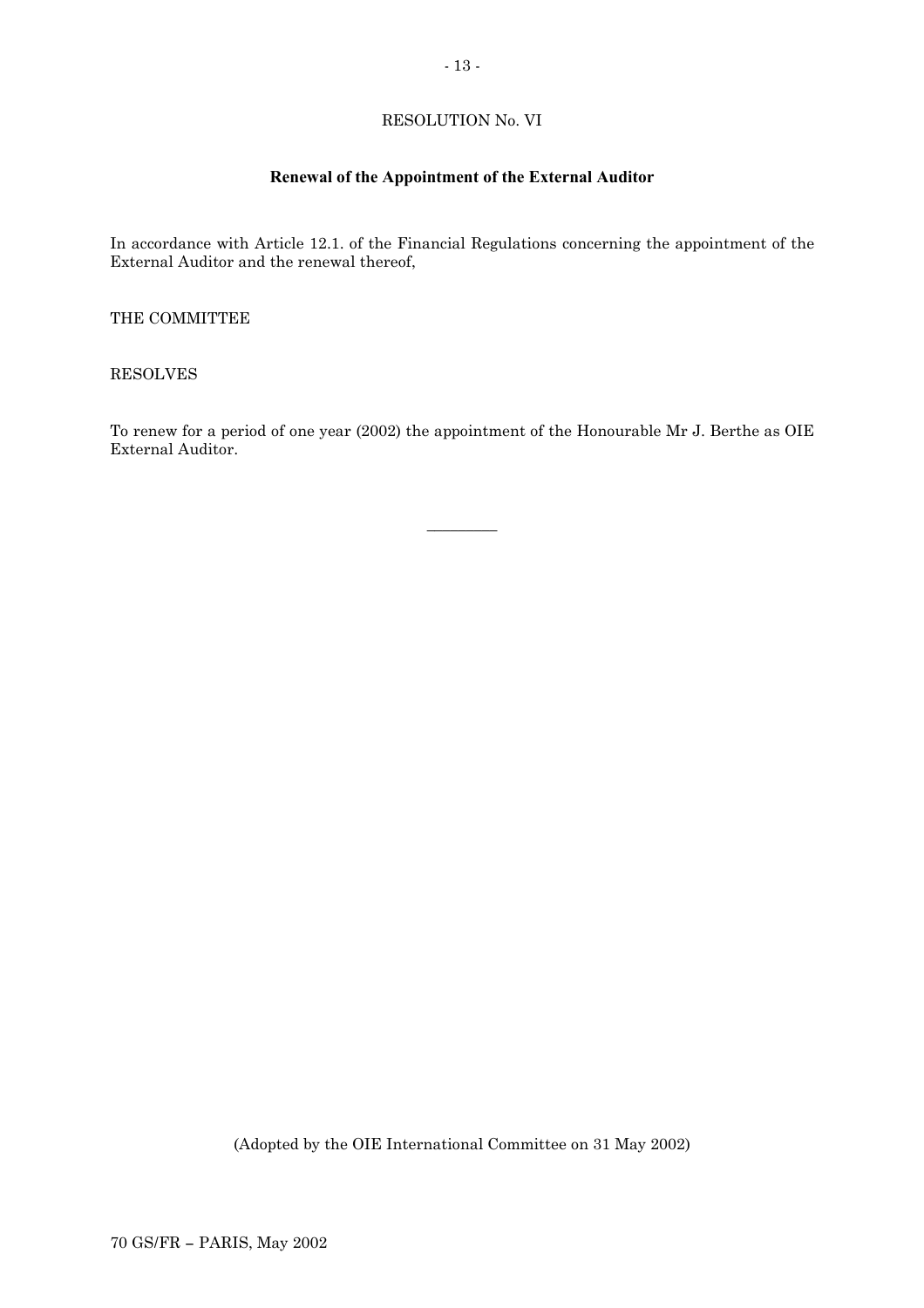RESOLUTION No. VI

## Renewal of the Appointment of the External Auditor

In accordance with Article 12.1. of the Financial Regulations concerning the appointment of the External Auditor and the renewal thereof,

THE COMMITTEE

RESOLVES

To renew for a period of one year (2002) the appointment of the Honourable Mr J. Berthe as OIE External Auditor.

---

(Adopted by the OIE International Committee on 31 May 2002)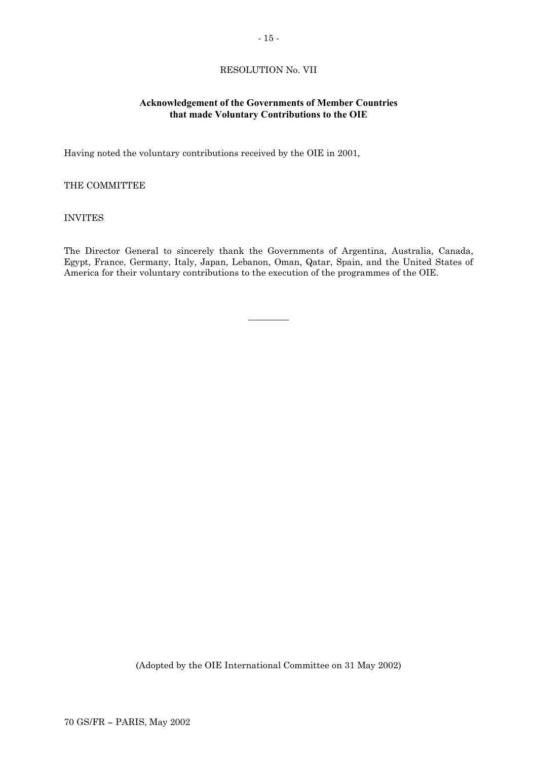# RESOLUTION No. VII

## Acknowledgement of the Governments of Member Countries that made Voluntary Contributions to the OIE

Having noted the voluntary contributions received by the OIE in 2001,

THE COMMITTEE

INVITES

The Director General to sincerely thank the Governments of Argentina, Australia, Canada, Egypt, France, Germany, Italy, Japan, Lebanon, Oman, Qatar, Spain, and the United States of America for their voluntary contributions to the execution of the programmes of the OIE.

_________

(Adopted by the OIE International Committee on 31 May 2002)

70 GS/FR – PARIS, May 2002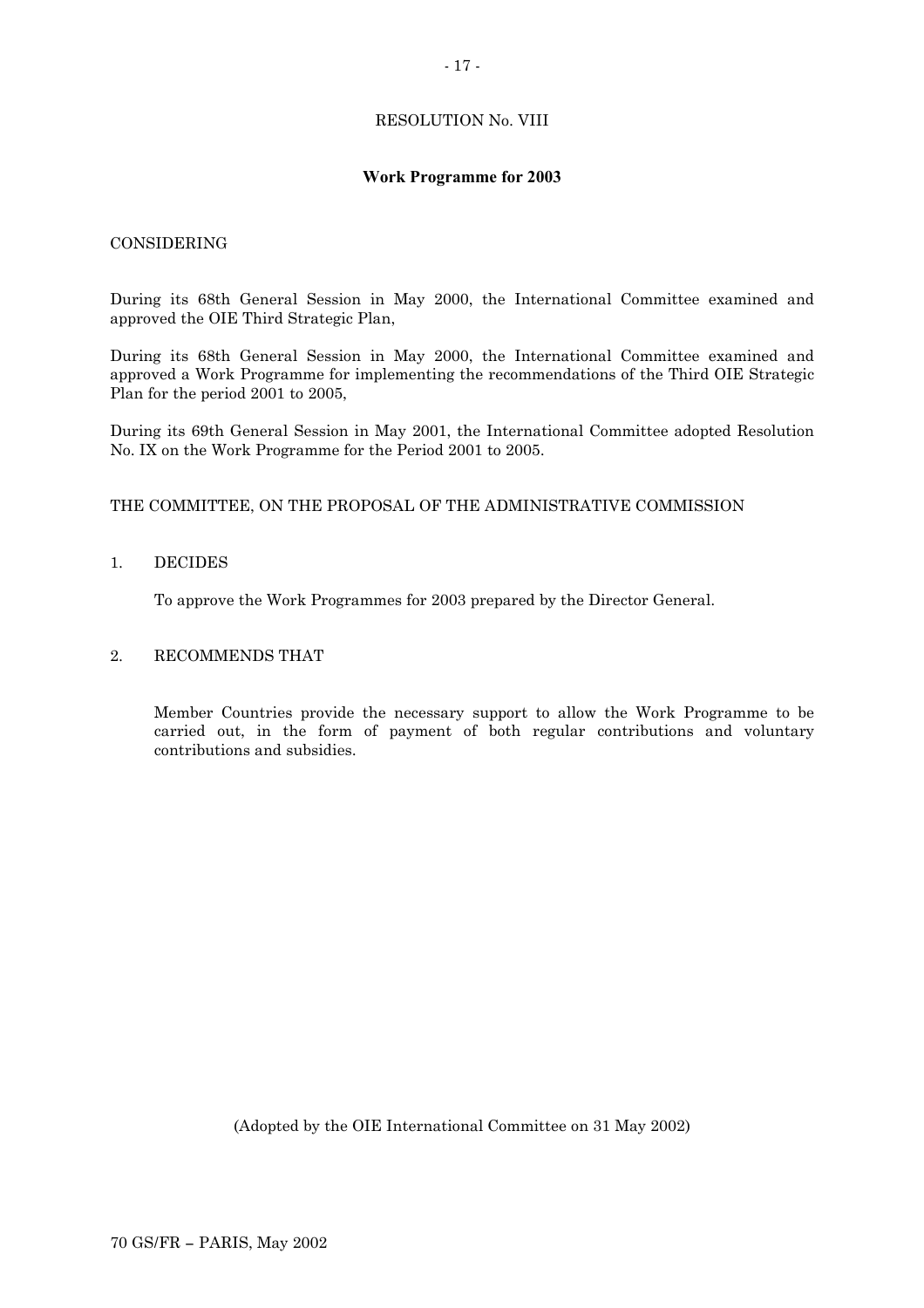# RESOLUTION No. VIII

## Work Programme for 2003

CONSIDERING

During its 68th General Session in May 2000, the International Committee examined and approved the OIE Third Strategic Plan,

During its 68th General Session in May 2000, the International Committee examined and approved a Work Programme for implementing the recommendations of the Third OIE Strategic Plan for the period 2001 to 2005,

During its 69th General Session in May 2001, the International Committee adopted Resolution No. IX on the Work Programme for the Period 2001 to 2005.

THE COMMITTEE, ON THE PROPOSAL OF THE ADMINISTRATIVE COMMISSION

1. DECIDES

   To approve the Work Programmes for 2003 prepared by the Director General.

2. RECOMMENDS THAT

   Member Countries provide the necessary support to allow the Work Programme to be carried out, in the form of payment of both regular contributions and voluntary contributions and subsidies.

(Adopted by the OIE International Committee on 31 May 2002)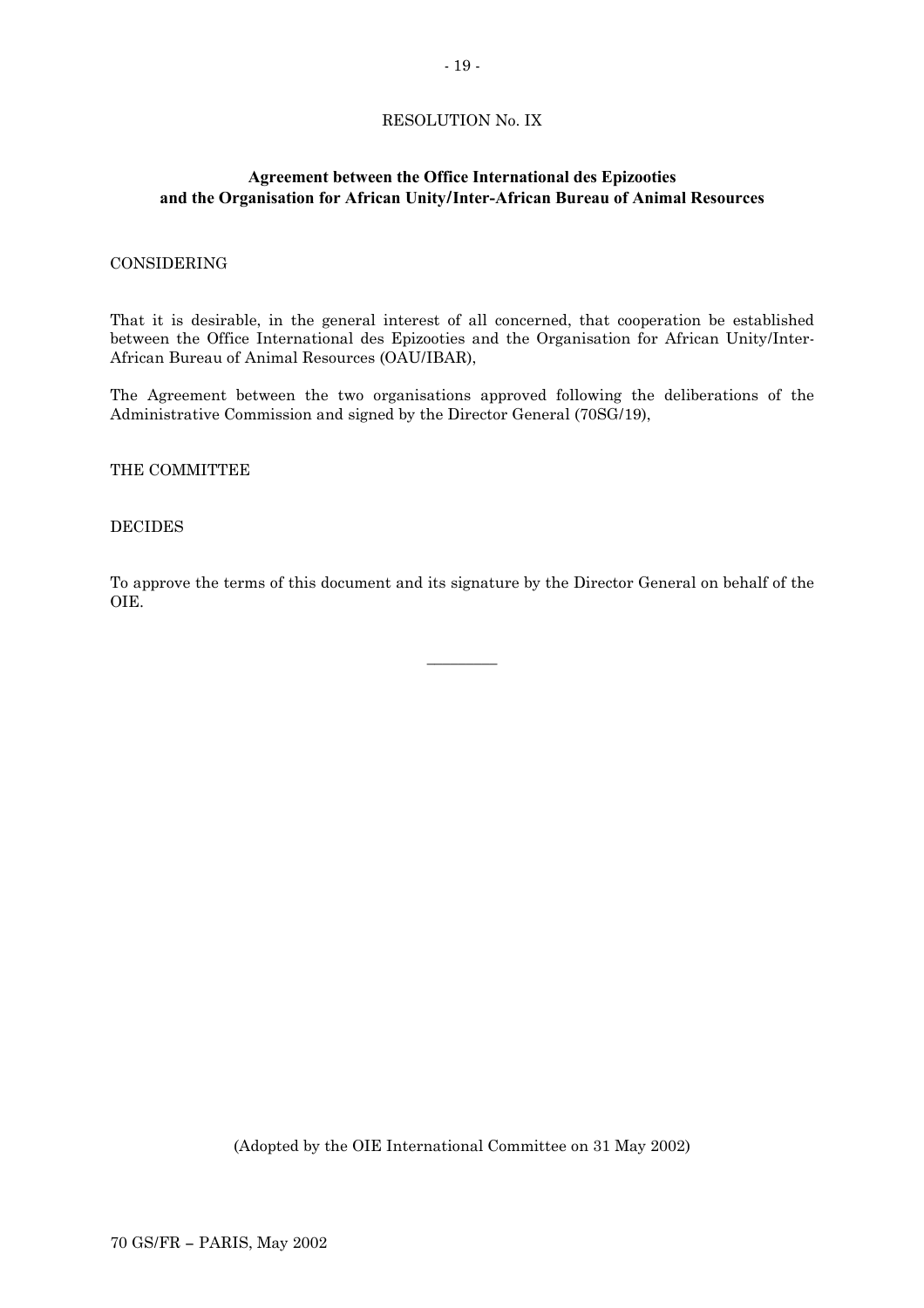RESOLUTION No. IX

**Agreement between the Office International des Epizooties and the Organisation for African Unity/Inter-African Bureau of Animal Resources**

CONSIDERING

That it is desirable, in the general interest of all concerned, that cooperation be established between the Office International des Epizooties and the Organisation for African Unity/Inter-African Bureau of Animal Resources (OAU/IBAR),

The Agreement between the two organisations approved following the deliberations of the Administrative Commission and signed by the Director General (70SG/19),

THE COMMITTEE

DECIDES

To approve the terms of this document and its signature by the Director General on behalf of the OIE.

---

(Adopted by the OIE International Committee on 31 May 2002)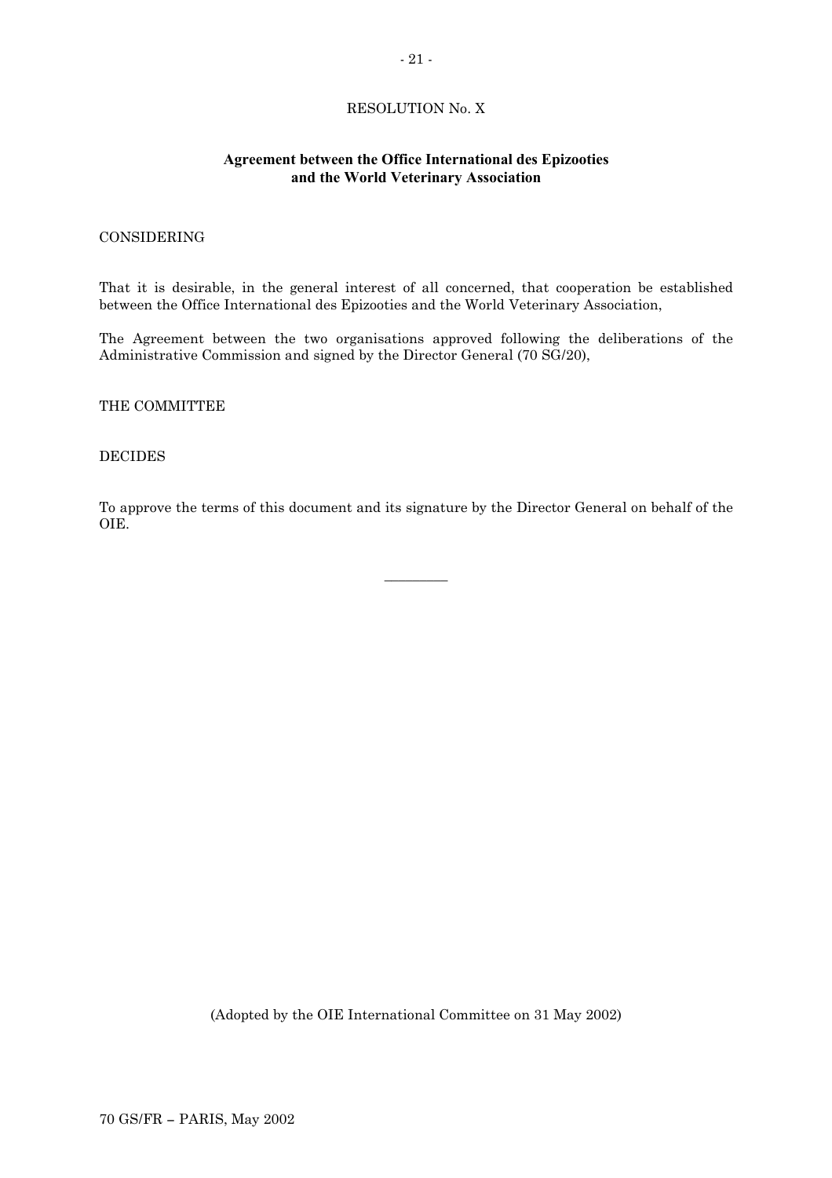RESOLUTION No. X

## Agreement between the Office International des Epizooties and the World Veterinary Association

CONSIDERING

That it is desirable, in the general interest of all concerned, that cooperation be established between the Office International des Epizooties and the World Veterinary Association,

The Agreement between the two organisations approved following the deliberations of the Administrative Commission and signed by the Director General (70 SG/20),

THE COMMITTEE

DECIDES

To approve the terms of this document and its signature by the Director General on behalf of the OIE.

---

(Adopted by the OIE International Committee on 31 May 2002)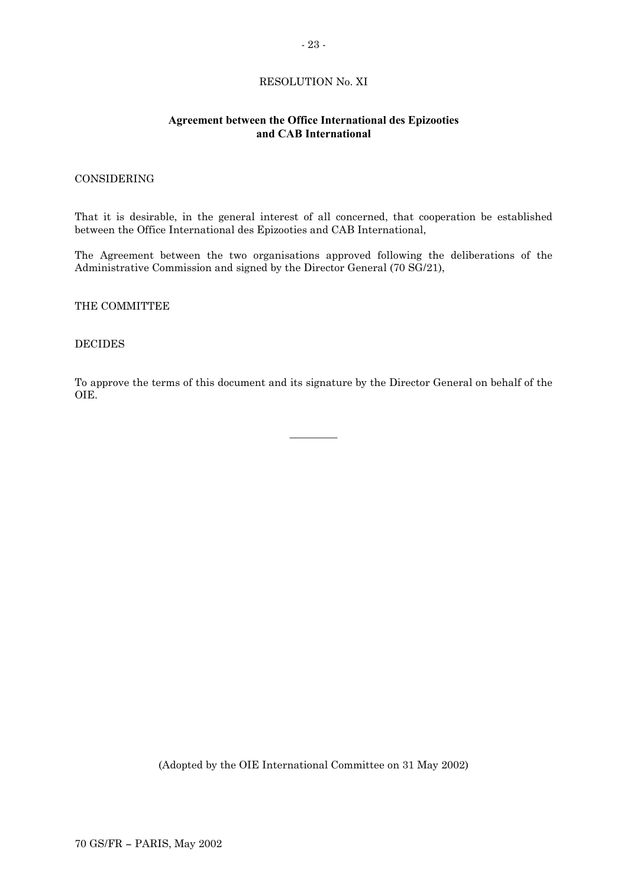RESOLUTION No. XI

**Agreement between the Office International des Epizooties and CAB International**

CONSIDERING

That it is desirable, in the general interest of all concerned, that cooperation be established between the Office International des Epizooties and CAB International,

The Agreement between the two organisations approved following the deliberations of the Administrative Commission and signed by the Director General (70 SG/21),

THE COMMITTEE

DECIDES

To approve the terms of this document and its signature by the Director General on behalf of the OIE.

---

(Adopted by the OIE International Committee on 31 May 2002)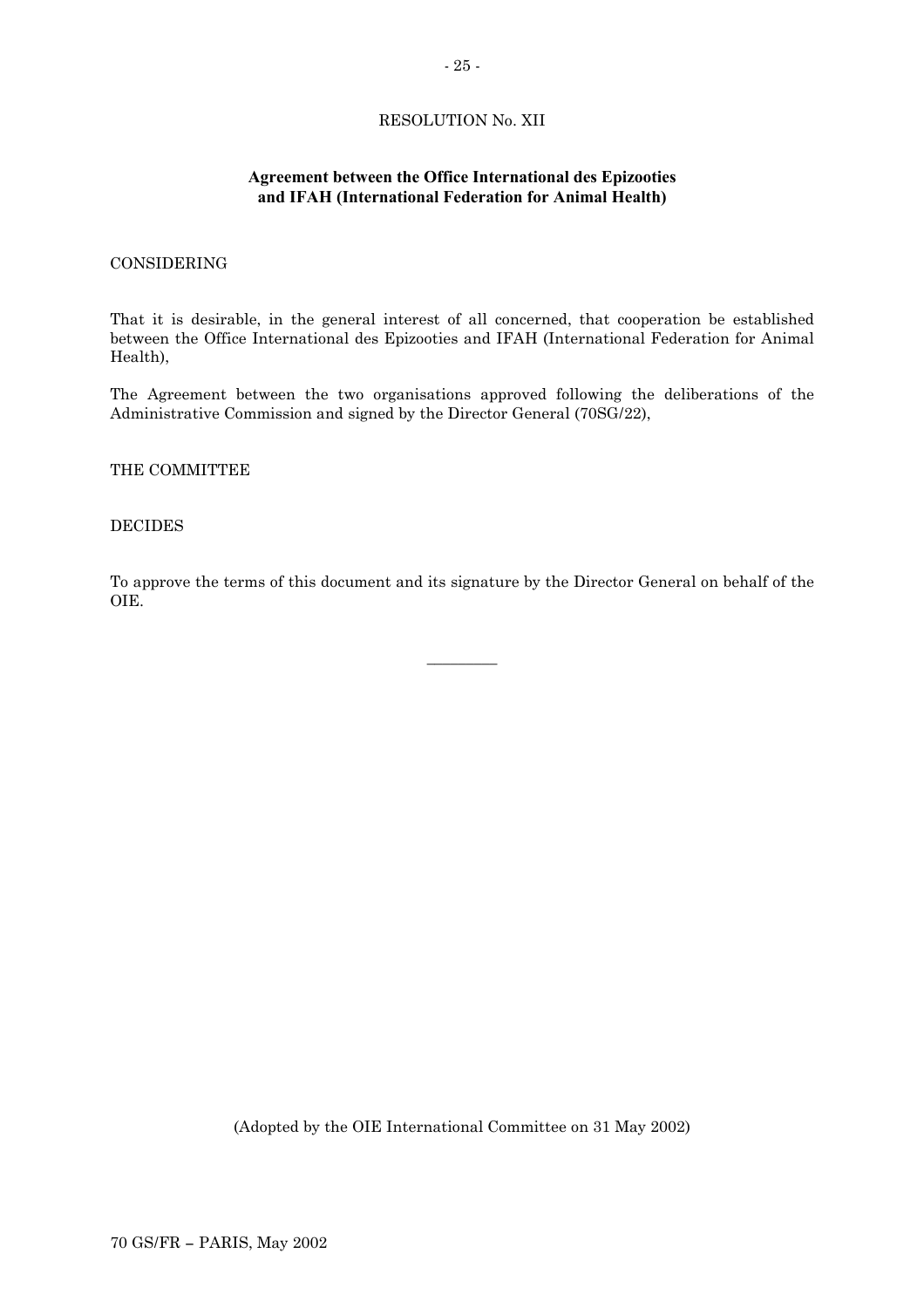RESOLUTION No. XII

**Agreement between the Office International des Epizooties and IFAH (International Federation for Animal Health)**

CONSIDERING

That it is desirable, in the general interest of all concerned, that cooperation be established between the Office International des Epizooties and IFAH (International Federation for Animal Health),

The Agreement between the two organisations approved following the deliberations of the Administrative Commission and signed by the Director General (70SG/22),

THE COMMITTEE

DECIDES

To approve the terms of this document and its signature by the Director General on behalf of the OIE.

---

(Adopted by the OIE International Committee on 31 May 2002)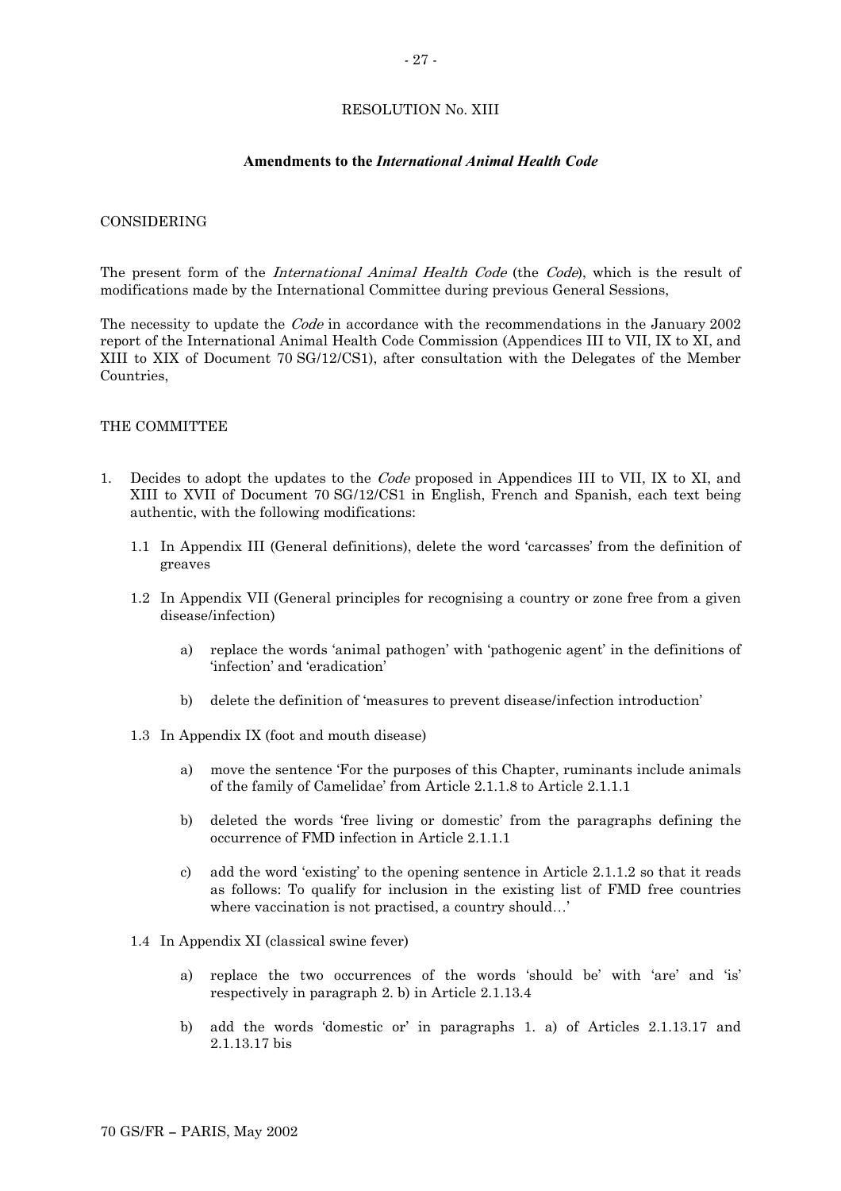RESOLUTION No. XIII

**Amendments to the *International Animal Health Code***

CONSIDERING

The present form of the *International Animal Health Code* (the *Code*), which is the result of modifications made by the International Committee during previous General Sessions,

The necessity to update the *Code* in accordance with the recommendations in the January 2002 report of the International Animal Health Code Commission (Appendices III to VII, IX to XI, and XIII to XIX of Document 70 SG/12/CS1), after consultation with the Delegates of the Member Countries,

THE COMMITTEE

1. Decides to adopt the updates to the *Code* proposed in Appendices III to VII, IX to XI, and XIII to XVII of Document 70 SG/12/CS1 in English, French and Spanish, each text being authentic, with the following modifications:

   1.1 In Appendix III (General definitions), delete the word 'carcasses' from the definition of greaves

   1.2 In Appendix VII (General principles for recognising a country or zone free from a given disease/infection)

      a) replace the words 'animal pathogen' with 'pathogenic agent' in the definitions of 'infection' and 'eradication'

      b) delete the definition of 'measures to prevent disease/infection introduction'

   1.3 In Appendix IX (foot and mouth disease)

      a) move the sentence 'For the purposes of this Chapter, ruminants include animals of the family of Camelidae' from Article 2.1.1.8 to Article 2.1.1.1

      b) deleted the words 'free living or domestic' from the paragraphs defining the occurrence of FMD infection in Article 2.1.1.1

      c) add the word 'existing' to the opening sentence in Article 2.1.1.2 so that it reads as follows: To qualify for inclusion in the existing list of FMD free countries where vaccination is not practised, a country should…'

   1.4 In Appendix XI (classical swine fever)

      a) replace the two occurrences of the words 'should be' with 'are' and 'is' respectively in paragraph 2. b) in Article 2.1.13.4

      b) add the words 'domestic or' in paragraphs 1. a) of Articles 2.1.13.17 and 2.1.13.17 bis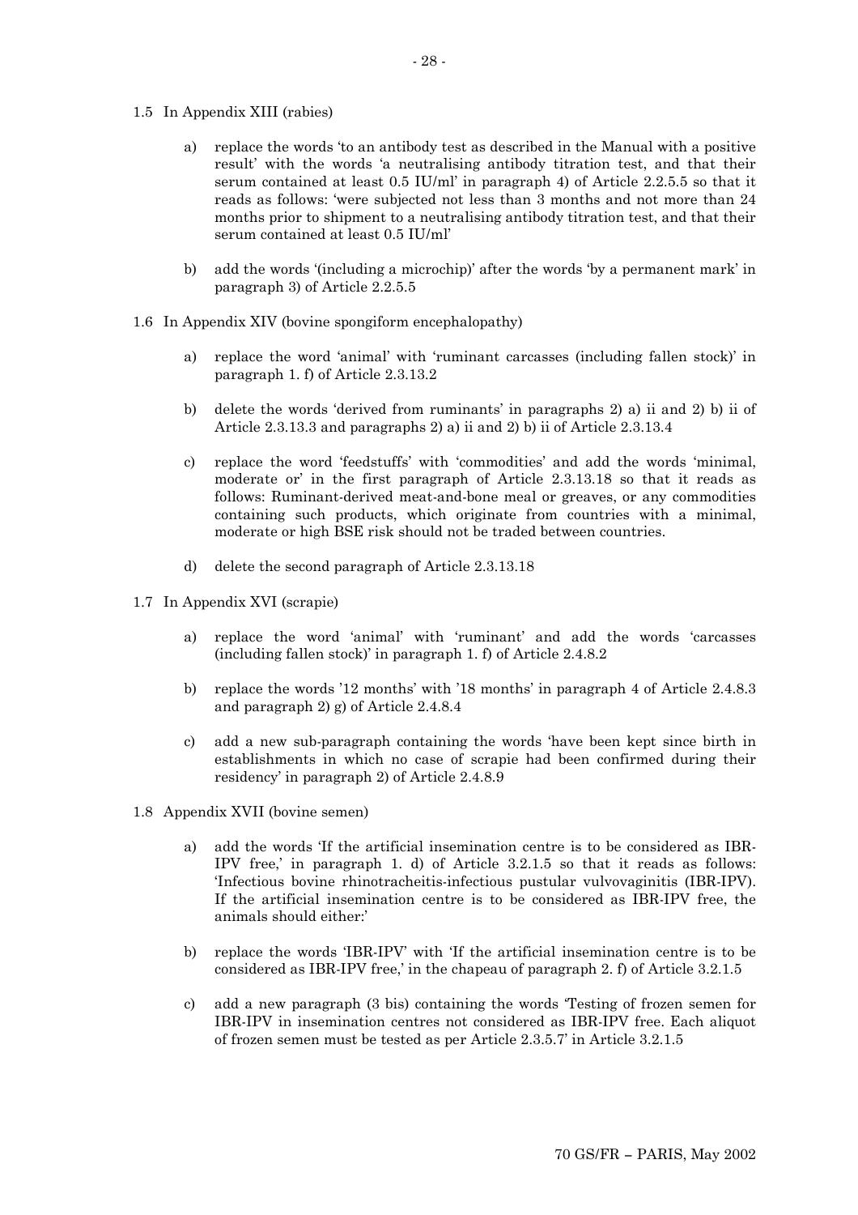1.5 In Appendix XIII (rabies)

a) replace the words 'to an antibody test as described in the Manual with a positive result' with the words 'a neutralising antibody titration test, and that their serum contained at least 0.5 IU/ml' in paragraph 4) of Article 2.2.5.5 so that it reads as follows: 'were subjected not less than 3 months and not more than 24 months prior to shipment to a neutralising antibody titration test, and that their serum contained at least 0.5 IU/ml'

b) add the words '(including a microchip)' after the words 'by a permanent mark' in paragraph 3) of Article 2.2.5.5

1.6 In Appendix XIV (bovine spongiform encephalopathy)

a) replace the word 'animal' with 'ruminant carcasses (including fallen stock)' in paragraph 1. f) of Article 2.3.13.2

b) delete the words 'derived from ruminants' in paragraphs 2) a) ii and 2) b) ii of Article 2.3.13.3 and paragraphs 2) a) ii and 2) b) ii of Article 2.3.13.4

c) replace the word 'feedstuffs' with 'commodities' and add the words 'minimal, moderate or' in the first paragraph of Article 2.3.13.18 so that it reads as follows: Ruminant-derived meat-and-bone meal or greaves, or any commodities containing such products, which originate from countries with a minimal, moderate or high BSE risk should not be traded between countries.

d) delete the second paragraph of Article 2.3.13.18

1.7 In Appendix XVI (scrapie)

a) replace the word 'animal' with 'ruminant' and add the words 'carcasses (including fallen stock)' in paragraph 1. f) of Article 2.4.8.2

b) replace the words '12 months' with '18 months' in paragraph 4 of Article 2.4.8.3 and paragraph 2) g) of Article 2.4.8.4

c) add a new sub-paragraph containing the words 'have been kept since birth in establishments in which no case of scrapie had been confirmed during their residency' in paragraph 2) of Article 2.4.8.9

1.8 Appendix XVII (bovine semen)

a) add the words 'If the artificial insemination centre is to be considered as IBR-IPV free,' in paragraph 1. d) of Article 3.2.1.5 so that it reads as follows: 'Infectious bovine rhinotracheitis-infectious pustular vulvovaginitis (IBR-IPV). If the artificial insemination centre is to be considered as IBR-IPV free, the animals should either:'

b) replace the words 'IBR-IPV' with 'If the artificial insemination centre is to be considered as IBR-IPV free,' in the chapeau of paragraph 2. f) of Article 3.2.1.5

c) add a new paragraph (3 bis) containing the words 'Testing of frozen semen for IBR-IPV in insemination centres not considered as IBR-IPV free. Each aliquot of frozen semen must be tested as per Article 2.3.5.7' in Article 3.2.1.5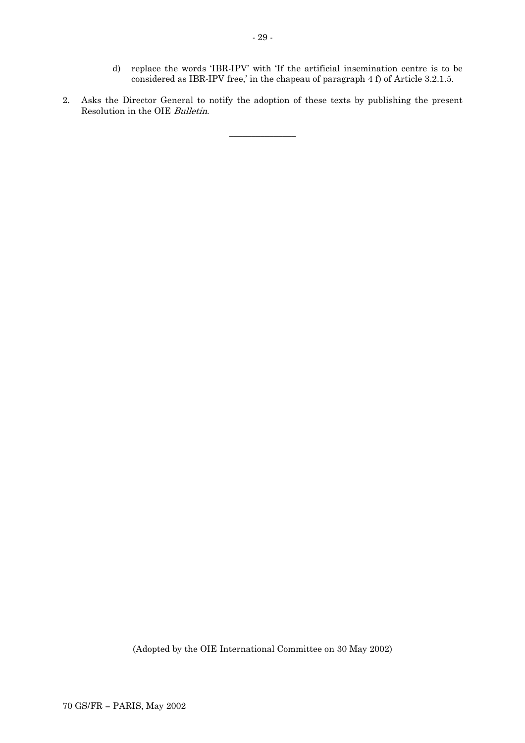d) replace the words 'IBR-IPV' with 'If the artificial insemination centre is to be considered as IBR-IPV free,' in the chapeau of paragraph 4 f) of Article 3.2.1.5.

2. Asks the Director General to notify the adoption of these texts by publishing the present Resolution in the OIE *Bulletin*.

---

(Adopted by the OIE International Committee on 30 May 2002)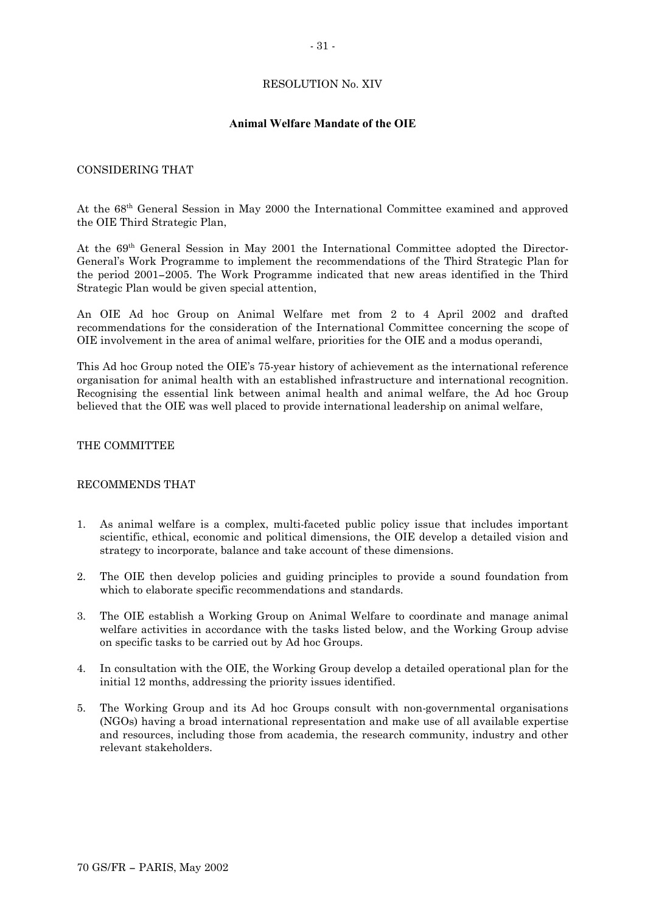RESOLUTION No. XIV

**Animal Welfare Mandate of the OIE**

CONSIDERING THAT

At the 68th General Session in May 2000 the International Committee examined and approved the OIE Third Strategic Plan,

At the 69th General Session in May 2001 the International Committee adopted the Director-General's Work Programme to implement the recommendations of the Third Strategic Plan for the period 2001–2005. The Work Programme indicated that new areas identified in the Third Strategic Plan would be given special attention,

An OIE Ad hoc Group on Animal Welfare met from 2 to 4 April 2002 and drafted recommendations for the consideration of the International Committee concerning the scope of OIE involvement in the area of animal welfare, priorities for the OIE and a modus operandi,

This Ad hoc Group noted the OIE's 75-year history of achievement as the international reference organisation for animal health with an established infrastructure and international recognition. Recognising the essential link between animal health and animal welfare, the Ad hoc Group believed that the OIE was well placed to provide international leadership on animal welfare,

THE COMMITTEE

RECOMMENDS THAT

1. As animal welfare is a complex, multi-faceted public policy issue that includes important scientific, ethical, economic and political dimensions, the OIE develop a detailed vision and strategy to incorporate, balance and take account of these dimensions.
2. The OIE then develop policies and guiding principles to provide a sound foundation from which to elaborate specific recommendations and standards.
3. The OIE establish a Working Group on Animal Welfare to coordinate and manage animal welfare activities in accordance with the tasks listed below, and the Working Group advise on specific tasks to be carried out by Ad hoc Groups.
4. In consultation with the OIE, the Working Group develop a detailed operational plan for the initial 12 months, addressing the priority issues identified.
5. The Working Group and its Ad hoc Groups consult with non-governmental organisations (NGOs) having a broad international representation and make use of all available expertise and resources, including those from academia, the research community, industry and other relevant stakeholders.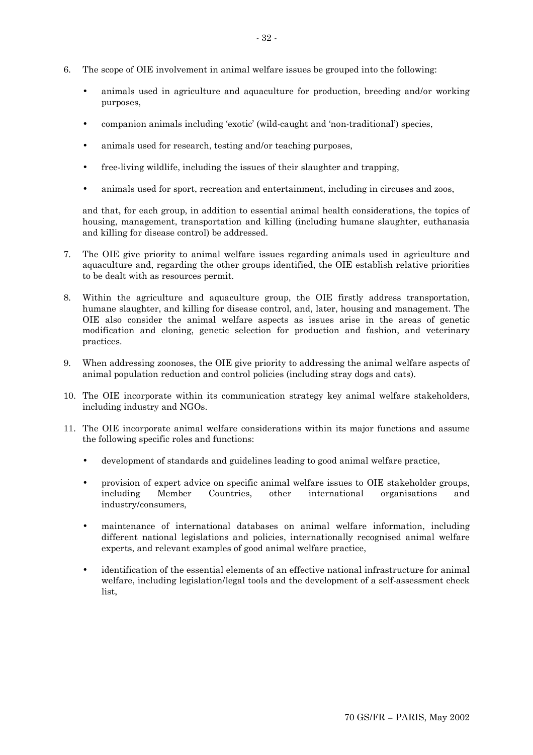6. The scope of OIE involvement in animal welfare issues be grouped into the following:

   - animals used in agriculture and aquaculture for production, breeding and/or working purposes,
   - companion animals including 'exotic' (wild-caught and 'non-traditional') species,
   - animals used for research, testing and/or teaching purposes,
   - free-living wildlife, including the issues of their slaughter and trapping,
   - animals used for sport, recreation and entertainment, including in circuses and zoos,

   and that, for each group, in addition to essential animal health considerations, the topics of housing, management, transportation and killing (including humane slaughter, euthanasia and killing for disease control) be addressed.

7. The OIE give priority to animal welfare issues regarding animals used in agriculture and aquaculture and, regarding the other groups identified, the OIE establish relative priorities to be dealt with as resources permit.

8. Within the agriculture and aquaculture group, the OIE firstly address transportation, humane slaughter, and killing for disease control, and, later, housing and management. The OIE also consider the animal welfare aspects as issues arise in the areas of genetic modification and cloning, genetic selection for production and fashion, and veterinary practices.

9. When addressing zoonoses, the OIE give priority to addressing the animal welfare aspects of animal population reduction and control policies (including stray dogs and cats).

10. The OIE incorporate within its communication strategy key animal welfare stakeholders, including industry and NGOs.

11. The OIE incorporate animal welfare considerations within its major functions and assume the following specific roles and functions:

    - development of standards and guidelines leading to good animal welfare practice,
    - provision of expert advice on specific animal welfare issues to OIE stakeholder groups, including Member Countries, other international organisations and industry/consumers,
    - maintenance of international databases on animal welfare information, including different national legislations and policies, internationally recognised animal welfare experts, and relevant examples of good animal welfare practice,
    - identification of the essential elements of an effective national infrastructure for animal welfare, including legislation/legal tools and the development of a self-assessment check list,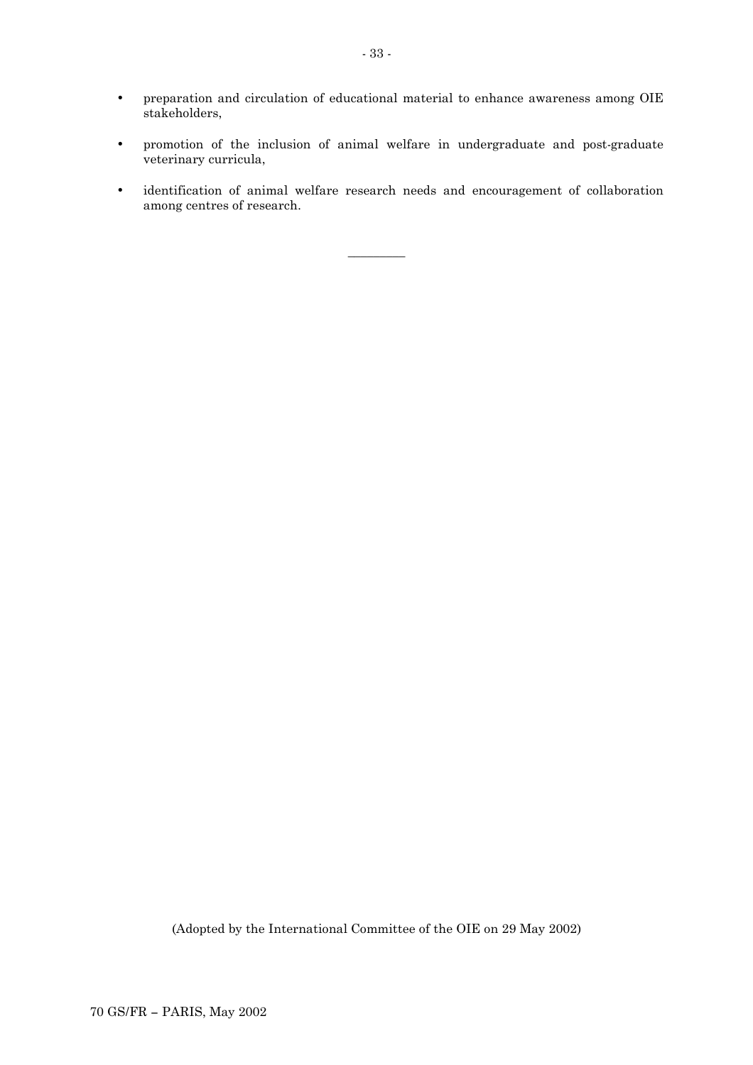- preparation and circulation of educational material to enhance awareness among OIE stakeholders,
- promotion of the inclusion of animal welfare in undergraduate and post-graduate veterinary curricula,
- identification of animal welfare research needs and encouragement of collaboration among centres of research.

_________

(Adopted by the International Committee of the OIE on 29 May 2002)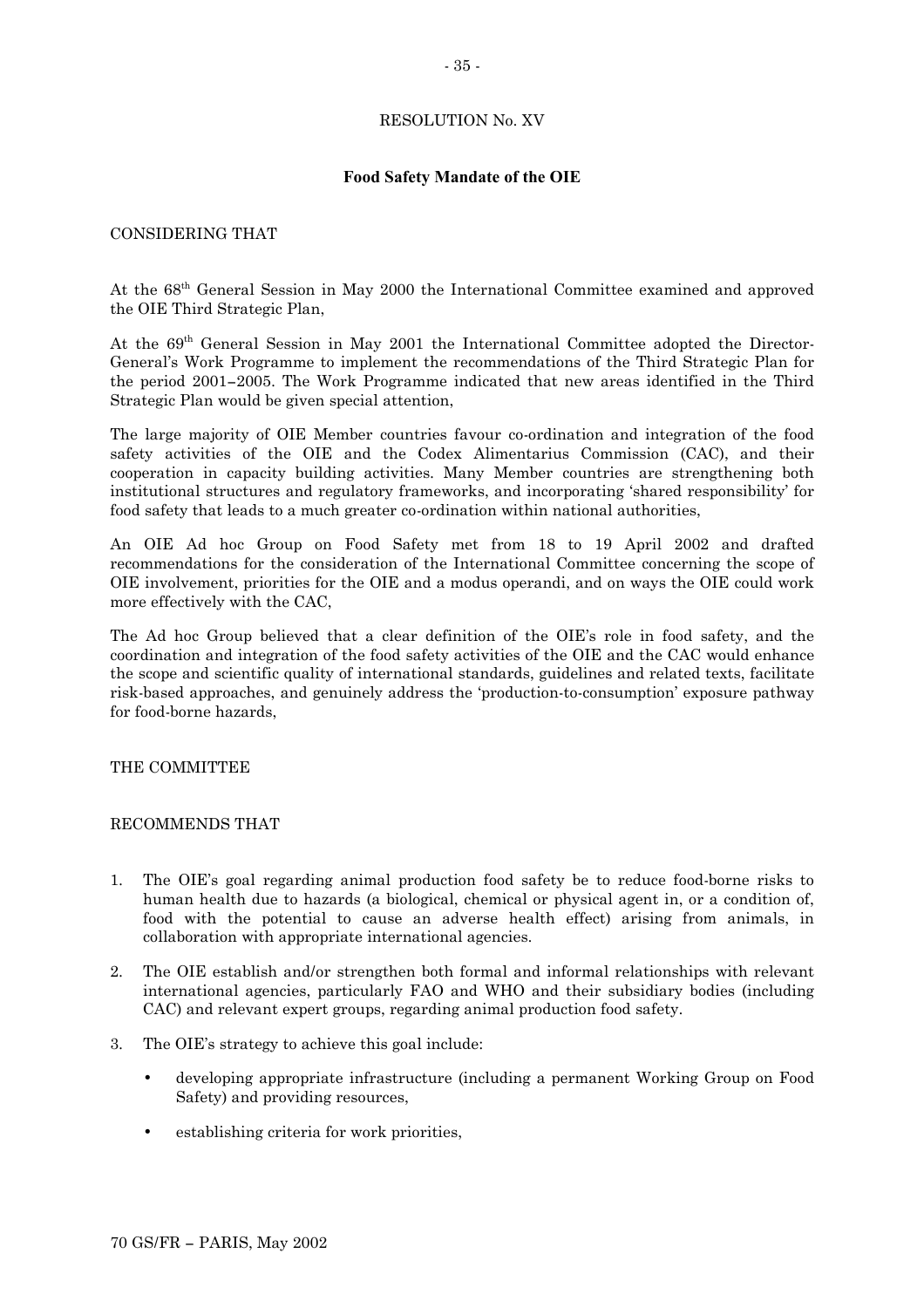## RESOLUTION No. XV

### **Food Safety Mandate of the OIE**

CONSIDERING THAT

At the 68th General Session in May 2000 the International Committee examined and approved the OIE Third Strategic Plan,

At the 69th General Session in May 2001 the International Committee adopted the Director-General's Work Programme to implement the recommendations of the Third Strategic Plan for the period 2001–2005. The Work Programme indicated that new areas identified in the Third Strategic Plan would be given special attention,

The large majority of OIE Member countries favour co-ordination and integration of the food safety activities of the OIE and the Codex Alimentarius Commission (CAC), and their cooperation in capacity building activities. Many Member countries are strengthening both institutional structures and regulatory frameworks, and incorporating 'shared responsibility' for food safety that leads to a much greater co-ordination within national authorities,

An OIE Ad hoc Group on Food Safety met from 18 to 19 April 2002 and drafted recommendations for the consideration of the International Committee concerning the scope of OIE involvement, priorities for the OIE and a modus operandi, and on ways the OIE could work more effectively with the CAC,

The Ad hoc Group believed that a clear definition of the OIE's role in food safety, and the coordination and integration of the food safety activities of the OIE and the CAC would enhance the scope and scientific quality of international standards, guidelines and related texts, facilitate risk-based approaches, and genuinely address the 'production-to-consumption' exposure pathway for food-borne hazards,

THE COMMITTEE

RECOMMENDS THAT

1. The OIE's goal regarding animal production food safety be to reduce food-borne risks to human health due to hazards (a biological, chemical or physical agent in, or a condition of, food with the potential to cause an adverse health effect) arising from animals, in collaboration with appropriate international agencies.

2. The OIE establish and/or strengthen both formal and informal relationships with relevant international agencies, particularly FAO and WHO and their subsidiary bodies (including CAC) and relevant expert groups, regarding animal production food safety.

3. The OIE's strategy to achieve this goal include:

   - developing appropriate infrastructure (including a permanent Working Group on Food Safety) and providing resources,

   - establishing criteria for work priorities,

70 GS/FR – PARIS, May 2002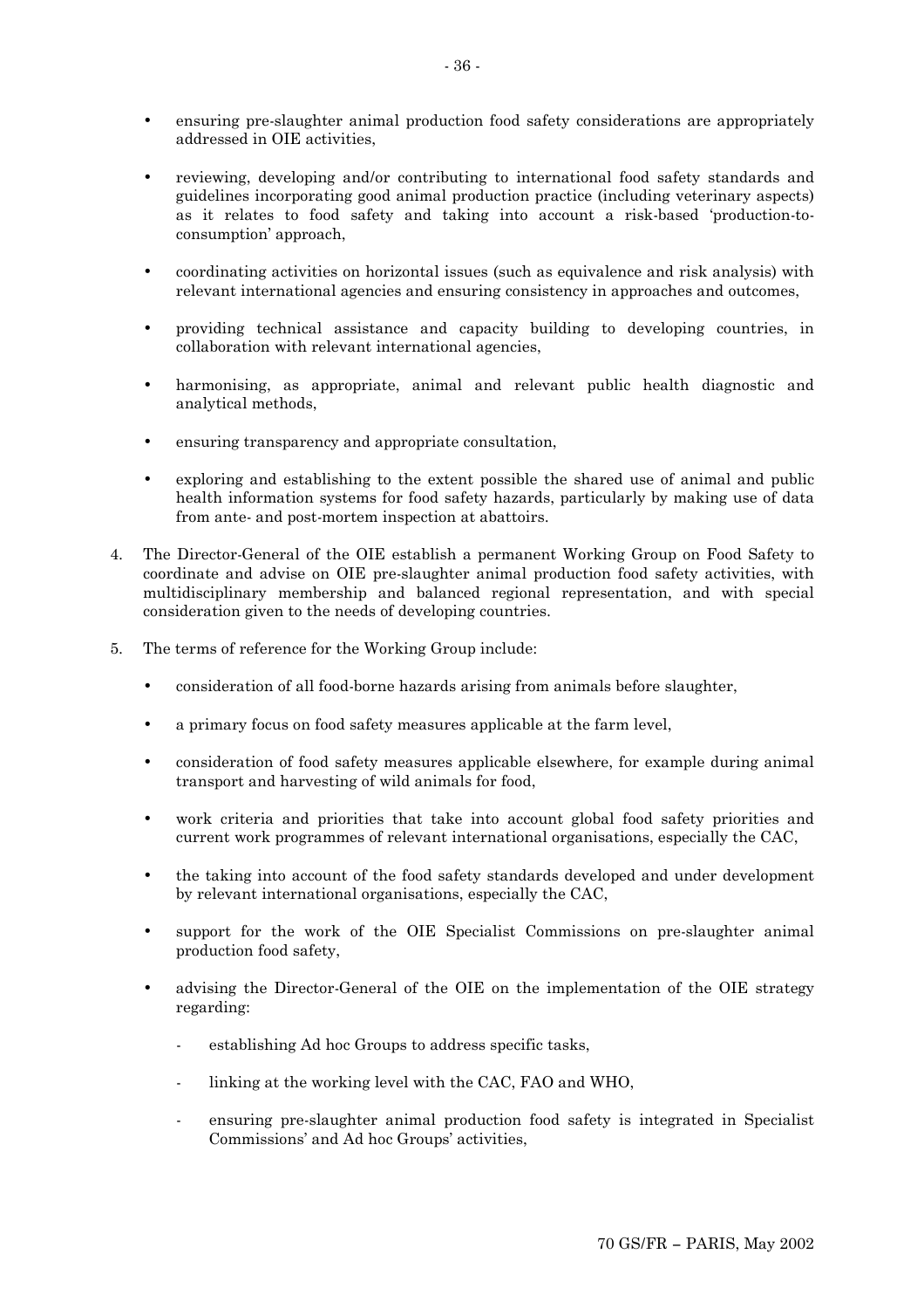- ensuring pre-slaughter animal production food safety considerations are appropriately addressed in OIE activities,

- reviewing, developing and/or contributing to international food safety standards and guidelines incorporating good animal production practice (including veterinary aspects) as it relates to food safety and taking into account a risk-based 'production-to-consumption' approach,

- coordinating activities on horizontal issues (such as equivalence and risk analysis) with relevant international agencies and ensuring consistency in approaches and outcomes,

- providing technical assistance and capacity building to developing countries, in collaboration with relevant international agencies,

- harmonising, as appropriate, animal and relevant public health diagnostic and analytical methods,

- ensuring transparency and appropriate consultation,

- exploring and establishing to the extent possible the shared use of animal and public health information systems for food safety hazards, particularly by making use of data from ante- and post-mortem inspection at abattoirs.

4. The Director-General of the OIE establish a permanent Working Group on Food Safety to coordinate and advise on OIE pre-slaughter animal production food safety activities, with multidisciplinary membership and balanced regional representation, and with special consideration given to the needs of developing countries.

5. The terms of reference for the Working Group include:

   - consideration of all food-borne hazards arising from animals before slaughter,

   - a primary focus on food safety measures applicable at the farm level,

   - consideration of food safety measures applicable elsewhere, for example during animal transport and harvesting of wild animals for food,

   - work criteria and priorities that take into account global food safety priorities and current work programmes of relevant international organisations, especially the CAC,

   - the taking into account of the food safety standards developed and under development by relevant international organisations, especially the CAC,

   - support for the work of the OIE Specialist Commissions on pre-slaughter animal production food safety,

   - advising the Director-General of the OIE on the implementation of the OIE strategy regarding:

     - establishing Ad hoc Groups to address specific tasks,

     - linking at the working level with the CAC, FAO and WHO,

     - ensuring pre-slaughter animal production food safety is integrated in Specialist Commissions' and Ad hoc Groups' activities,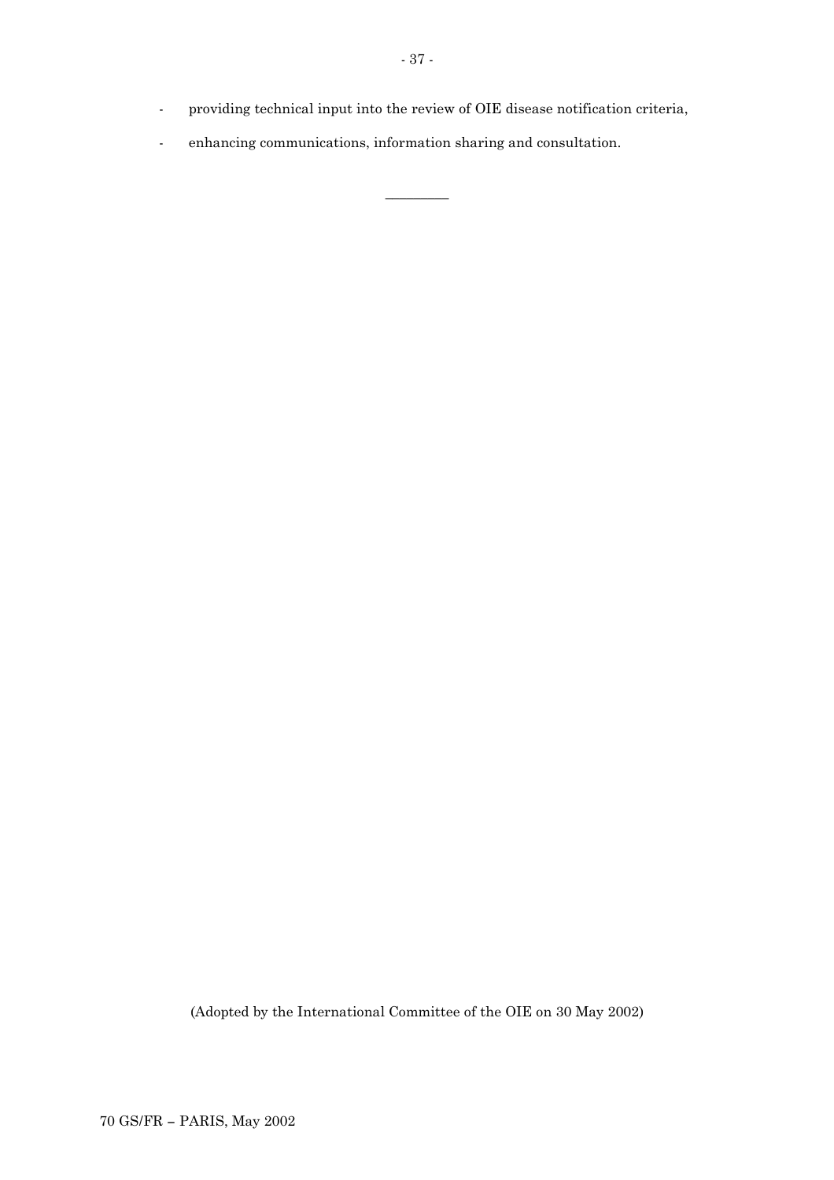- providing technical input into the review of OIE disease notification criteria,
- enhancing communications, information sharing and consultation.

---

(Adopted by the International Committee of the OIE on 30 May 2002)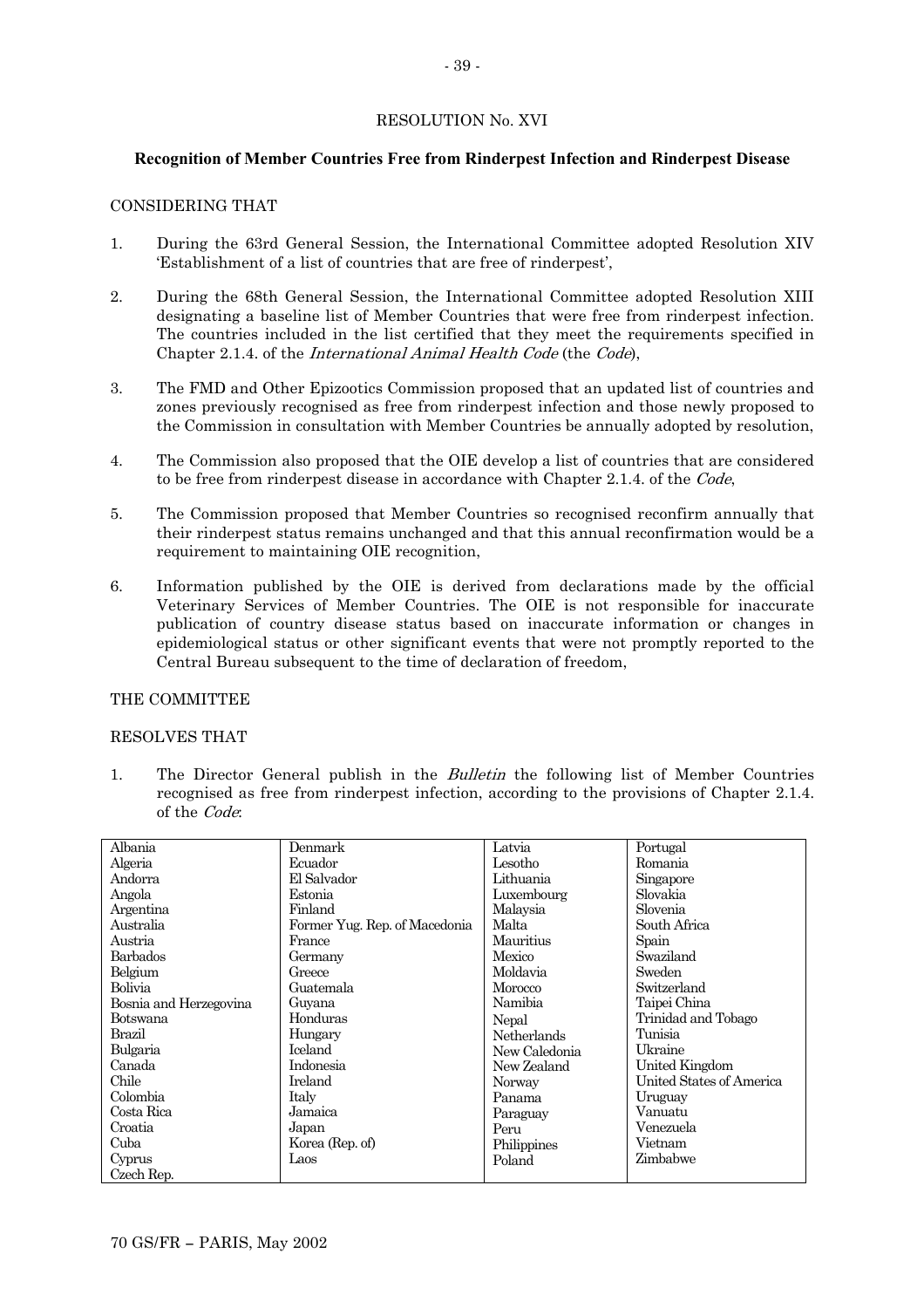RESOLUTION No. XVI

**Recognition of Member Countries Free from Rinderpest Infection and Rinderpest Disease**

CONSIDERING THAT

1. During the 63rd General Session, the International Committee adopted Resolution XIV 'Establishment of a list of countries that are free of rinderpest',
2. During the 68th General Session, the International Committee adopted Resolution XIII designating a baseline list of Member Countries that were free from rinderpest infection. The countries included in the list certified that they meet the requirements specified in Chapter 2.1.4. of the *International Animal Health Code* (the *Code*),
3. The FMD and Other Epizootics Commission proposed that an updated list of countries and zones previously recognised as free from rinderpest infection and those newly proposed to the Commission in consultation with Member Countries be annually adopted by resolution,
4. The Commission also proposed that the OIE develop a list of countries that are considered to be free from rinderpest disease in accordance with Chapter 2.1.4. of the *Code*,
5. The Commission proposed that Member Countries so recognised reconfirm annually that their rinderpest status remains unchanged and that this annual reconfirmation would be a requirement to maintaining OIE recognition,
6. Information published by the OIE is derived from declarations made by the official Veterinary Services of Member Countries. The OIE is not responsible for inaccurate publication of country disease status based on inaccurate information or changes in epidemiological status or other significant events that were not promptly reported to the Central Bureau subsequent to the time of declaration of freedom,

THE COMMITTEE

RESOLVES THAT

1. The Director General publish in the *Bulletin* the following list of Member Countries recognised as free from rinderpest infection, according to the provisions of Chapter 2.1.4. of the *Code*:

| | | | |
|---|---|---|---|
| Albania | Denmark | Latvia | Portugal |
| Algeria | Ecuador | Lesotho | Romania |
| Andorra | El Salvador | Lithuania | Singapore |
| Angola | Estonia | Luxembourg | Slovakia |
| Argentina | Finland | Malaysia | Slovenia |
| Australia | Former Yug. Rep. of Macedonia | Malta | South Africa |
| Austria | France | Mauritius | Spain |
| Barbados | Germany | Mexico | Swaziland |
| Belgium | Greece | Moldavia | Sweden |
| Bolivia | Guatemala | Morocco | Switzerland |
| Bosnia and Herzegovina | Guyana | Namibia | Taipei China |
| Botswana | Honduras | Nepal | Trinidad and Tobago |
| Brazil | Hungary | Netherlands | Tunisia |
| Bulgaria | Iceland | New Caledonia | Ukraine |
| Canada | Indonesia | New Zealand | United Kingdom |
| Chile | Ireland | Norway | United States of America |
| Colombia | Italy | Panama | Uruguay |
| Costa Rica | Jamaica | Paraguay | Vanuatu |
| Croatia | Japan | Peru | Venezuela |
| Cuba | Korea (Rep. of) | Philippines | Vietnam |
| Cyprus | Laos | Poland | Zimbabwe |
| Czech Rep. | | | |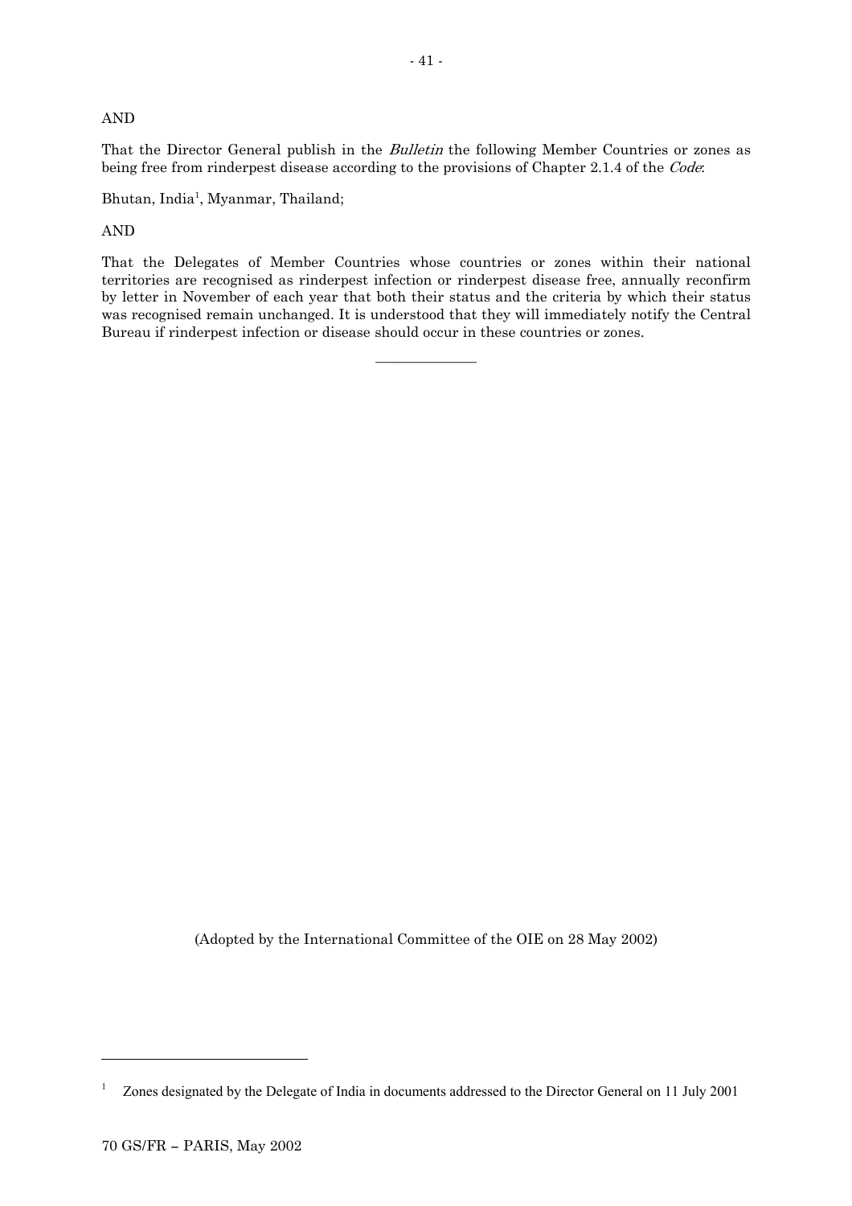AND

That the Director General publish in the *Bulletin* the following Member Countries or zones as being free from rinderpest disease according to the provisions of Chapter 2.1.4 of the *Code*:

Bhutan, India[1], Myanmar, Thailand;

AND

That the Delegates of Member Countries whose countries or zones within their national territories are recognised as rinderpest infection or rinderpest disease free, annually reconfirm by letter in November of each year that both their status and the criteria by which their status was recognised remain unchanged. It is understood that they will immediately notify the Central Bureau if rinderpest infection or disease should occur in these countries or zones.

---

(Adopted by the International Committee of the OIE on 28 May 2002)

---

[1] Zones designated by the Delegate of India in documents addressed to the Director General on 11 July 2001

70 GS/FR – PARIS, May 2002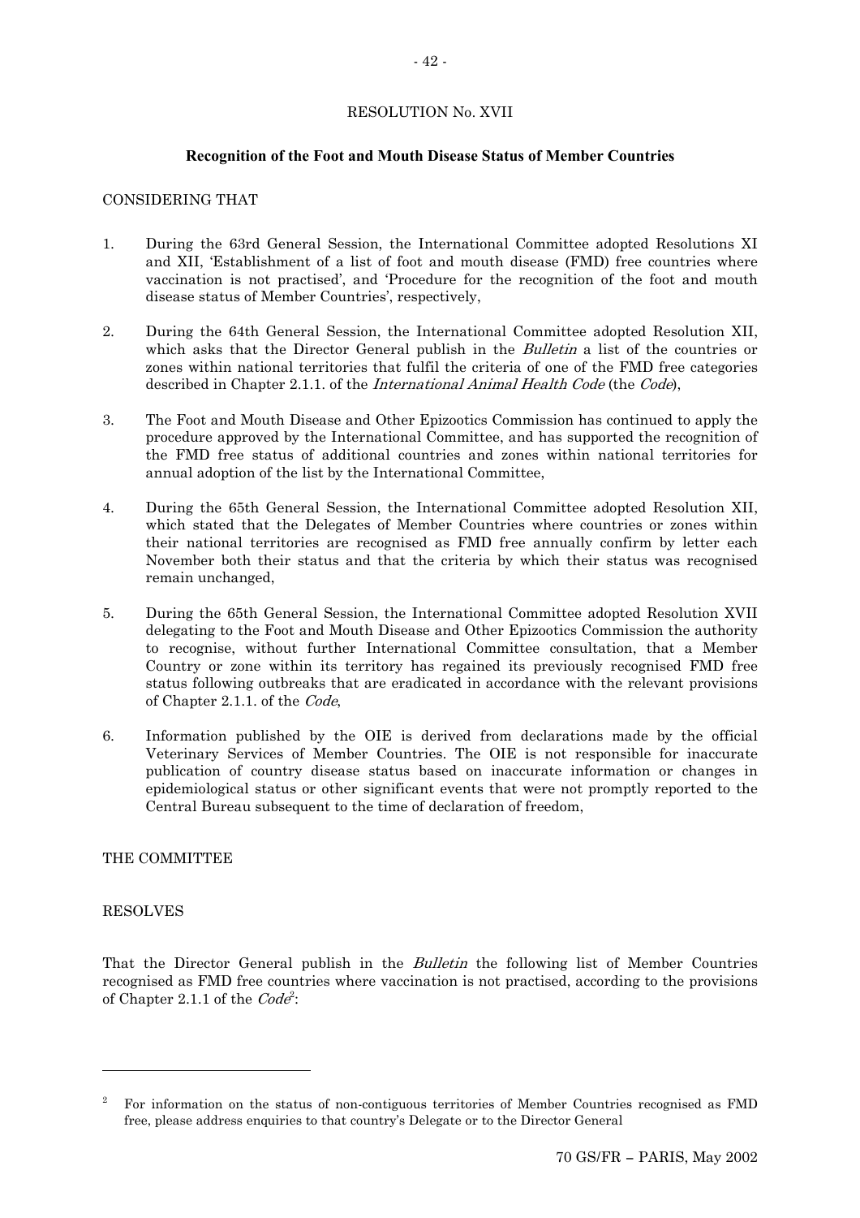## RESOLUTION No. XVII

### Recognition of the Foot and Mouth Disease Status of Member Countries

CONSIDERING THAT

1. During the 63rd General Session, the International Committee adopted Resolutions XI and XII, 'Establishment of a list of foot and mouth disease (FMD) free countries where vaccination is not practised', and 'Procedure for the recognition of the foot and mouth disease status of Member Countries', respectively,

2. During the 64th General Session, the International Committee adopted Resolution XII, which asks that the Director General publish in the *Bulletin* a list of the countries or zones within national territories that fulfil the criteria of one of the FMD free categories described in Chapter 2.1.1. of the *International Animal Health Code* (the *Code*),

3. The Foot and Mouth Disease and Other Epizootics Commission has continued to apply the procedure approved by the International Committee, and has supported the recognition of the FMD free status of additional countries and zones within national territories for annual adoption of the list by the International Committee,

4. During the 65th General Session, the International Committee adopted Resolution XII, which stated that the Delegates of Member Countries where countries or zones within their national territories are recognised as FMD free annually confirm by letter each November both their status and that the criteria by which their status was recognised remain unchanged,

5. During the 65th General Session, the International Committee adopted Resolution XVII delegating to the Foot and Mouth Disease and Other Epizootics Commission the authority to recognise, without further International Committee consultation, that a Member Country or zone within its territory has regained its previously recognised FMD free status following outbreaks that are eradicated in accordance with the relevant provisions of Chapter 2.1.1. of the *Code*,

6. Information published by the OIE is derived from declarations made by the official Veterinary Services of Member Countries. The OIE is not responsible for inaccurate publication of country disease status based on inaccurate information or changes in epidemiological status or other significant events that were not promptly reported to the Central Bureau subsequent to the time of declaration of freedom,

THE COMMITTEE

RESOLVES

That the Director General publish in the *Bulletin* the following list of Member Countries recognised as FMD free countries where vaccination is not practised, according to the provisions of Chapter 2.1.1 of the *Code*[2]:

---

[2] For information on the status of non-contiguous territories of Member Countries recognised as FMD free, please address enquiries to that country's Delegate or to the Director General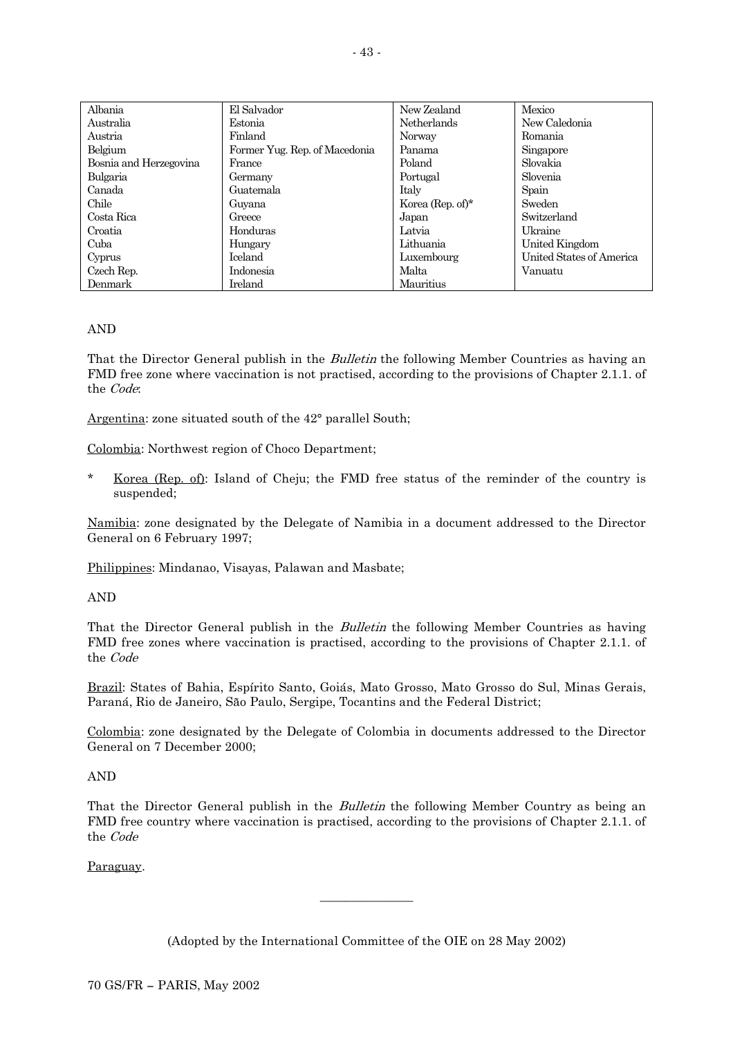| Albania | El Salvador | New Zealand | Mexico |
|---|---|---|---|
| Australia | Estonia | Netherlands | New Caledonia |
| Austria | Finland | Norway | Romania |
| Belgium | Former Yug. Rep. of Macedonia | Panama | Singapore |
| Bosnia and Herzegovina | France | Poland | Slovakia |
| Bulgaria | Germany | Portugal | Slovenia |
| Canada | Guatemala | Italy | Spain |
| Chile | Guyana | Korea (Rep. of)* | Sweden |
| Costa Rica | Greece | Japan | Switzerland |
| Croatia | Honduras | Latvia | Ukraine |
| Cuba | Hungary | Lithuania | United Kingdom |
| Cyprus | Iceland | Luxembourg | United States of America |
| Czech Rep. | Indonesia | Malta | Vanuatu |
| Denmark | Ireland | Mauritius | |

AND

That the Director General publish in the *Bulletin* the following Member Countries as having an FMD free zone where vaccination is not practised, according to the provisions of Chapter 2.1.1. of the *Code*:

Argentina: zone situated south of the 42° parallel South;

Colombia: Northwest region of Choco Department;

\* Korea (Rep. of): Island of Cheju; the FMD free status of the reminder of the country is suspended;

Namibia: zone designated by the Delegate of Namibia in a document addressed to the Director General on 6 February 1997;

Philippines: Mindanao, Visayas, Palawan and Masbate;

AND

That the Director General publish in the *Bulletin* the following Member Countries as having FMD free zones where vaccination is practised, according to the provisions of Chapter 2.1.1. of the *Code*

Brazil: States of Bahia, Espírito Santo, Goiás, Mato Grosso, Mato Grosso do Sul, Minas Gerais, Paraná, Rio de Janeiro, São Paulo, Sergipe, Tocantins and the Federal District;

Colombia: zone designated by the Delegate of Colombia in documents addressed to the Director General on 7 December 2000;

AND

That the Director General publish in the *Bulletin* the following Member Country as being an FMD free country where vaccination is practised, according to the provisions of Chapter 2.1.1. of the *Code*

Paraguay.

---

(Adopted by the International Committee of the OIE on 28 May 2002)

70 GS/FR – PARIS, May 2002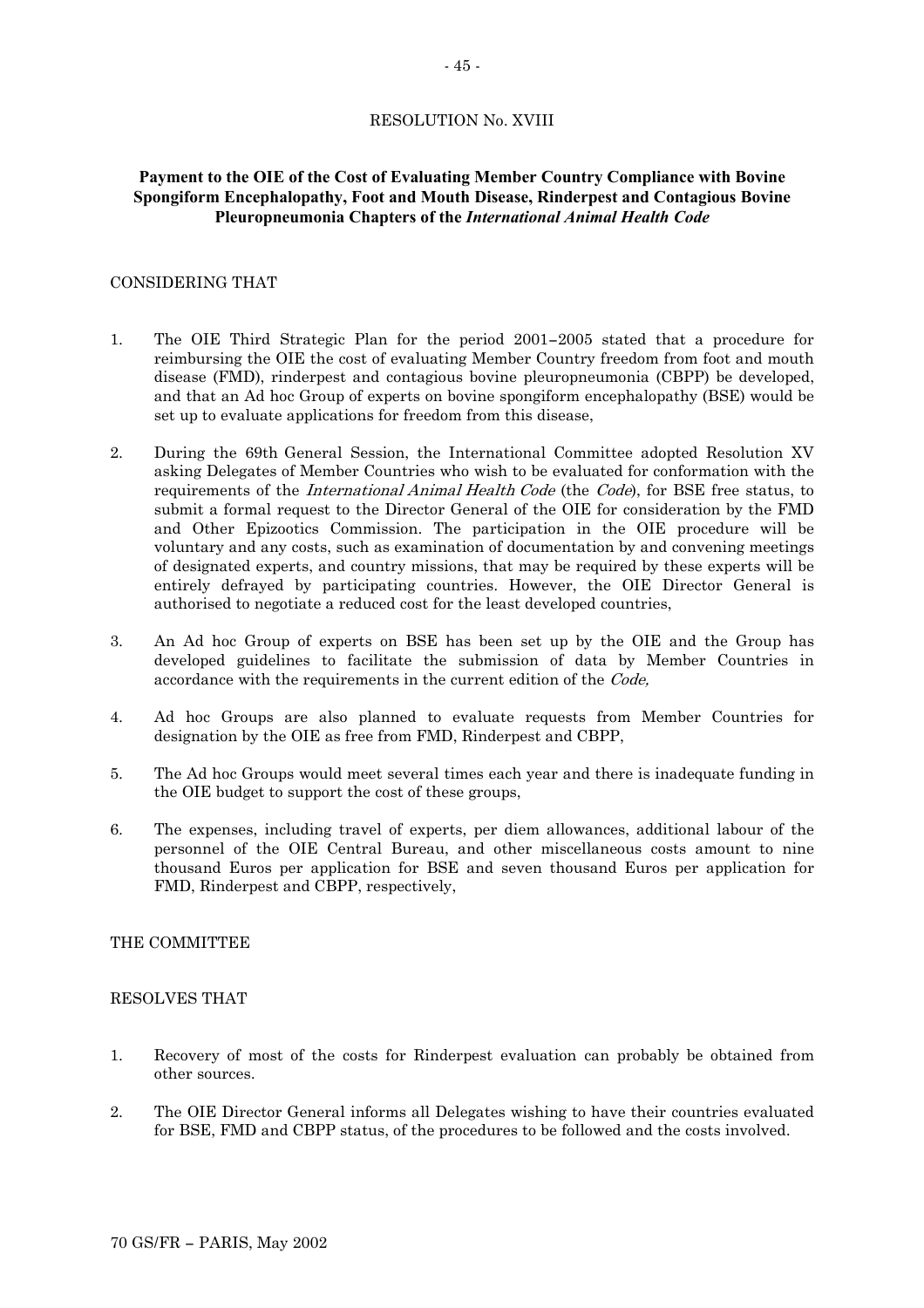## RESOLUTION No. XVIII

### Payment to the OIE of the Cost of Evaluating Member Country Compliance with Bovine Spongiform Encephalopathy, Foot and Mouth Disease, Rinderpest and Contagious Bovine Pleuropneumonia Chapters of the *International Animal Health Code*

CONSIDERING THAT

1. The OIE Third Strategic Plan for the period 2001–2005 stated that a procedure for reimbursing the OIE the cost of evaluating Member Country freedom from foot and mouth disease (FMD), rinderpest and contagious bovine pleuropneumonia (CBPP) be developed, and that an Ad hoc Group of experts on bovine spongiform encephalopathy (BSE) would be set up to evaluate applications for freedom from this disease,

2. During the 69th General Session, the International Committee adopted Resolution XV asking Delegates of Member Countries who wish to be evaluated for conformation with the requirements of the *International Animal Health Code* (the *Code*), for BSE free status, to submit a formal request to the Director General of the OIE for consideration by the FMD and Other Epizootics Commission. The participation in the OIE procedure will be voluntary and any costs, such as examination of documentation by and convening meetings of designated experts, and country missions, that may be required by these experts will be entirely defrayed by participating countries. However, the OIE Director General is authorised to negotiate a reduced cost for the least developed countries,

3. An Ad hoc Group of experts on BSE has been set up by the OIE and the Group has developed guidelines to facilitate the submission of data by Member Countries in accordance with the requirements in the current edition of the *Code,*

4. Ad hoc Groups are also planned to evaluate requests from Member Countries for designation by the OIE as free from FMD, Rinderpest and CBPP,

5. The Ad hoc Groups would meet several times each year and there is inadequate funding in the OIE budget to support the cost of these groups,

6. The expenses, including travel of experts, per diem allowances, additional labour of the personnel of the OIE Central Bureau, and other miscellaneous costs amount to nine thousand Euros per application for BSE and seven thousand Euros per application for FMD, Rinderpest and CBPP, respectively,

THE COMMITTEE

RESOLVES THAT

1. Recovery of most of the costs for Rinderpest evaluation can probably be obtained from other sources.

2. The OIE Director General informs all Delegates wishing to have their countries evaluated for BSE, FMD and CBPP status, of the procedures to be followed and the costs involved.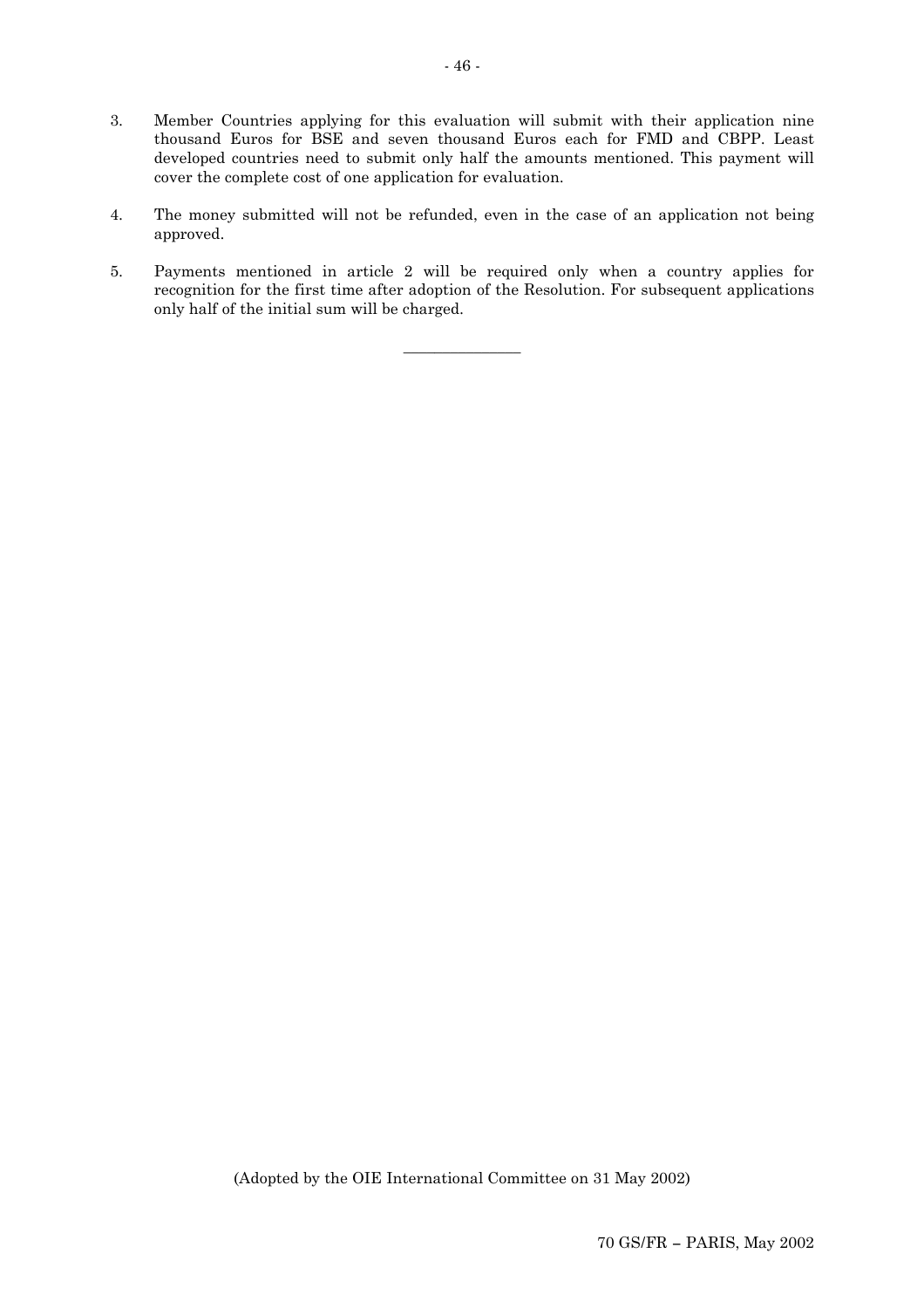3. Member Countries applying for this evaluation will submit with their application nine thousand Euros for BSE and seven thousand Euros each for FMD and CBPP. Least developed countries need to submit only half the amounts mentioned. This payment will cover the complete cost of one application for evaluation.

4. The money submitted will not be refunded, even in the case of an application not being approved.

5. Payments mentioned in article 2 will be required only when a country applies for recognition for the first time after adoption of the Resolution. For subsequent applications only half of the initial sum will be charged.

---

(Adopted by the OIE International Committee on 31 May 2002)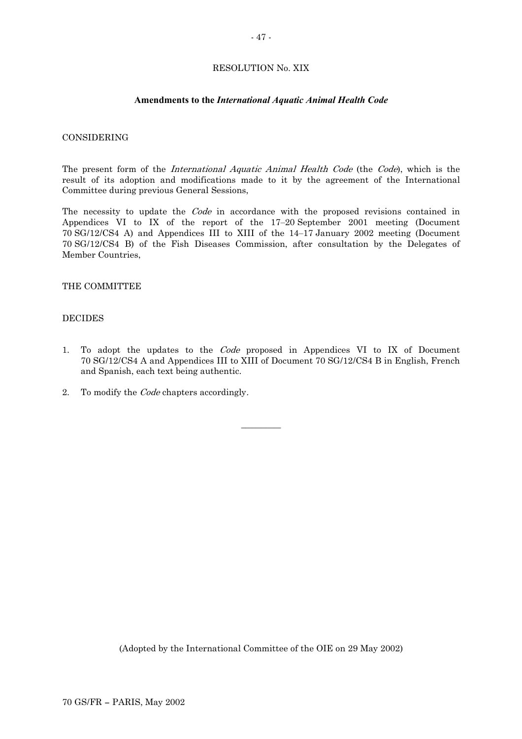# RESOLUTION No. XIX

## Amendments to the *International Aquatic Animal Health Code*

CONSIDERING

The present form of the *International Aquatic Animal Health Code* (the *Code*), which is the result of its adoption and modifications made to it by the agreement of the International Committee during previous General Sessions,

The necessity to update the *Code* in accordance with the proposed revisions contained in Appendices VI to IX of the report of the 17–20 September 2001 meeting (Document 70 SG/12/CS4 A) and Appendices III to XIII of the 14–17 January 2002 meeting (Document 70 SG/12/CS4 B) of the Fish Diseases Commission, after consultation by the Delegates of Member Countries,

THE COMMITTEE

DECIDES

1. To adopt the updates to the *Code* proposed in Appendices VI to IX of Document 70 SG/12/CS4 A and Appendices III to XIII of Document 70 SG/12/CS4 B in English, French and Spanish, each text being authentic.

2. To modify the *Code* chapters accordingly.

---

(Adopted by the International Committee of the OIE on 29 May 2002)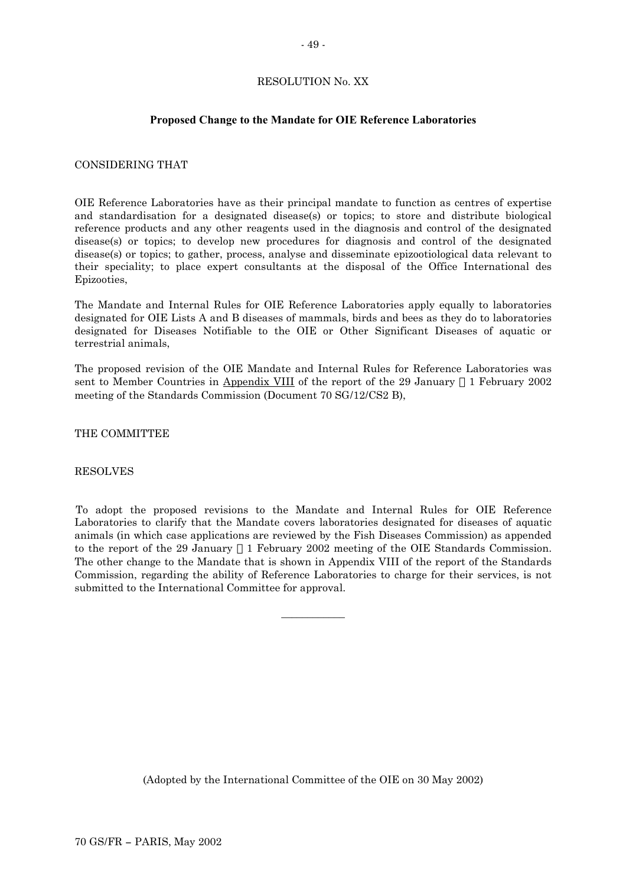RESOLUTION No. XX

**Proposed Change to the Mandate for OIE Reference Laboratories**

CONSIDERING THAT

OIE Reference Laboratories have as their principal mandate to function as centres of expertise and standardisation for a designated disease(s) or topics; to store and distribute biological reference products and any other reagents used in the diagnosis and control of the designated disease(s) or topics; to develop new procedures for diagnosis and control of the designated disease(s) or topics; to gather, process, analyse and disseminate epizootiological data relevant to their speciality; to place expert consultants at the disposal of the Office International des Epizooties,

The Mandate and Internal Rules for OIE Reference Laboratories apply equally to laboratories designated for OIE Lists A and B diseases of mammals, birds and bees as they do to laboratories designated for Diseases Notifiable to the OIE or Other Significant Diseases of aquatic or terrestrial animals,

The proposed revision of the OIE Mandate and Internal Rules for Reference Laboratories was sent to Member Countries in Appendix VIII of the report of the 29 January – 1 February 2002 meeting of the Standards Commission (Document 70 SG/12/CS2 B),

THE COMMITTEE

RESOLVES

To adopt the proposed revisions to the Mandate and Internal Rules for OIE Reference Laboratories to clarify that the Mandate covers laboratories designated for diseases of aquatic animals (in which case applications are reviewed by the Fish Diseases Commission) as appended to the report of the 29 January – 1 February 2002 meeting of the OIE Standards Commission. The other change to the Mandate that is shown in Appendix VIII of the report of the Standards Commission, regarding the ability of Reference Laboratories to charge for their services, is not submitted to the International Committee for approval.

---

(Adopted by the International Committee of the OIE on 30 May 2002)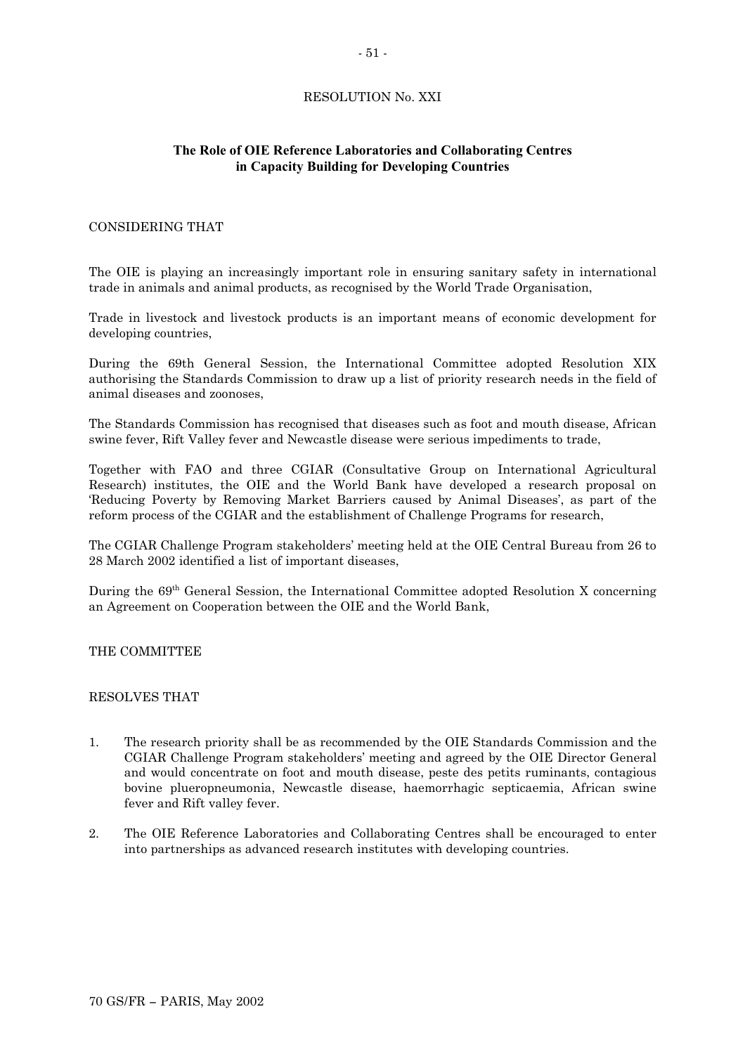# RESOLUTION No. XXI

## The Role of OIE Reference Laboratories and Collaborating Centres in Capacity Building for Developing Countries

CONSIDERING THAT

The OIE is playing an increasingly important role in ensuring sanitary safety in international trade in animals and animal products, as recognised by the World Trade Organisation,

Trade in livestock and livestock products is an important means of economic development for developing countries,

During the 69th General Session, the International Committee adopted Resolution XIX authorising the Standards Commission to draw up a list of priority research needs in the field of animal diseases and zoonoses,

The Standards Commission has recognised that diseases such as foot and mouth disease, African swine fever, Rift Valley fever and Newcastle disease were serious impediments to trade,

Together with FAO and three CGIAR (Consultative Group on International Agricultural Research) institutes, the OIE and the World Bank have developed a research proposal on 'Reducing Poverty by Removing Market Barriers caused by Animal Diseases', as part of the reform process of the CGIAR and the establishment of Challenge Programs for research,

The CGIAR Challenge Program stakeholders' meeting held at the OIE Central Bureau from 26 to 28 March 2002 identified a list of important diseases,

During the 69th General Session, the International Committee adopted Resolution X concerning an Agreement on Cooperation between the OIE and the World Bank,

THE COMMITTEE

RESOLVES THAT

1. The research priority shall be as recommended by the OIE Standards Commission and the CGIAR Challenge Program stakeholders' meeting and agreed by the OIE Director General and would concentrate on foot and mouth disease, peste des petits ruminants, contagious bovine plueropneumonia, Newcastle disease, haemorrhagic septicaemia, African swine fever and Rift valley fever.

2. The OIE Reference Laboratories and Collaborating Centres shall be encouraged to enter into partnerships as advanced research institutes with developing countries.

70 GS/FR – PARIS, May 2002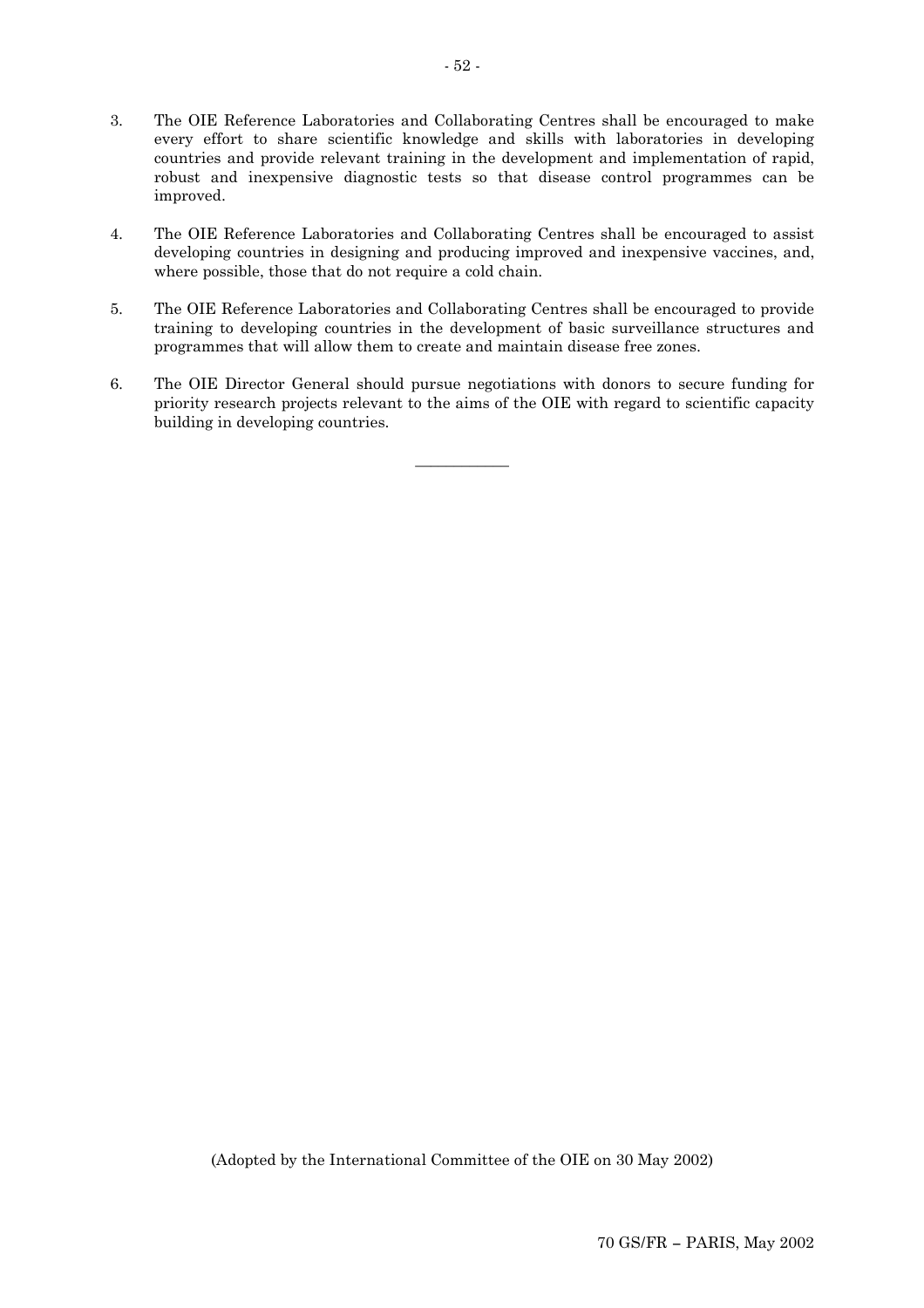3. The OIE Reference Laboratories and Collaborating Centres shall be encouraged to make every effort to share scientific knowledge and skills with laboratories in developing countries and provide relevant training in the development and implementation of rapid, robust and inexpensive diagnostic tests so that disease control programmes can be improved.

4. The OIE Reference Laboratories and Collaborating Centres shall be encouraged to assist developing countries in designing and producing improved and inexpensive vaccines, and, where possible, those that do not require a cold chain.

5. The OIE Reference Laboratories and Collaborating Centres shall be encouraged to provide training to developing countries in the development of basic surveillance structures and programmes that will allow them to create and maintain disease free zones.

6. The OIE Director General should pursue negotiations with donors to secure funding for priority research projects relevant to the aims of the OIE with regard to scientific capacity building in developing countries.

---

(Adopted by the International Committee of the OIE on 30 May 2002)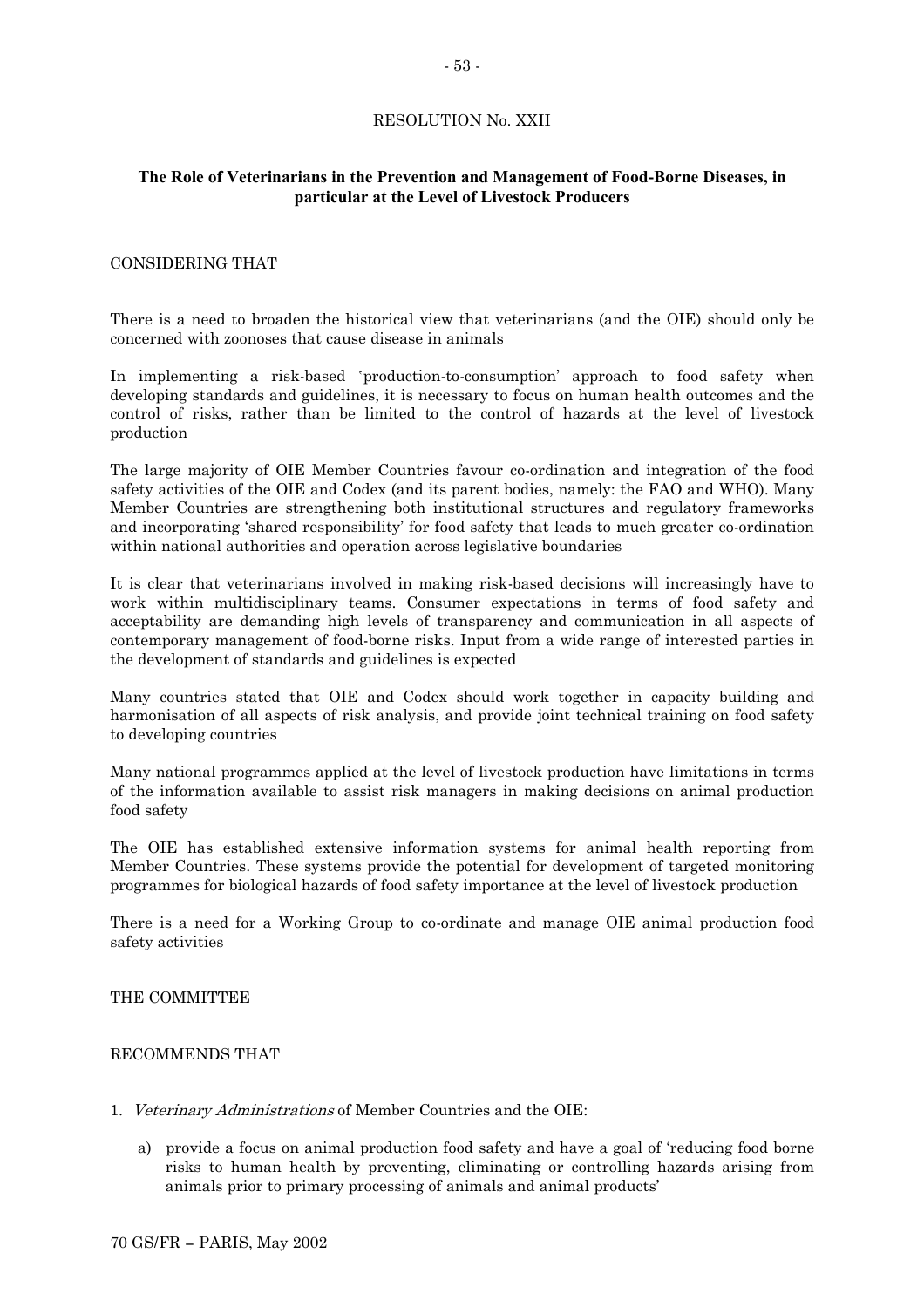RESOLUTION No. XXII

**The Role of Veterinarians in the Prevention and Management of Food-Borne Diseases, in particular at the Level of Livestock Producers**

CONSIDERING THAT

There is a need to broaden the historical view that veterinarians (and the OIE) should only be concerned with zoonoses that cause disease in animals

In implementing a risk-based 'production-to-consumption' approach to food safety when developing standards and guidelines, it is necessary to focus on human health outcomes and the control of risks, rather than be limited to the control of hazards at the level of livestock production

The large majority of OIE Member Countries favour co-ordination and integration of the food safety activities of the OIE and Codex (and its parent bodies, namely: the FAO and WHO). Many Member Countries are strengthening both institutional structures and regulatory frameworks and incorporating 'shared responsibility' for food safety that leads to much greater co-ordination within national authorities and operation across legislative boundaries

It is clear that veterinarians involved in making risk-based decisions will increasingly have to work within multidisciplinary teams. Consumer expectations in terms of food safety and acceptability are demanding high levels of transparency and communication in all aspects of contemporary management of food-borne risks. Input from a wide range of interested parties in the development of standards and guidelines is expected

Many countries stated that OIE and Codex should work together in capacity building and harmonisation of all aspects of risk analysis, and provide joint technical training on food safety to developing countries

Many national programmes applied at the level of livestock production have limitations in terms of the information available to assist risk managers in making decisions on animal production food safety

The OIE has established extensive information systems for animal health reporting from Member Countries. These systems provide the potential for development of targeted monitoring programmes for biological hazards of food safety importance at the level of livestock production

There is a need for a Working Group to co-ordinate and manage OIE animal production food safety activities

THE COMMITTEE

RECOMMENDS THAT

1. *Veterinary Administrations* of Member Countries and the OIE:

   a) provide a focus on animal production food safety and have a goal of 'reducing food borne risks to human health by preventing, eliminating or controlling hazards arising from animals prior to primary processing of animals and animal products'

70 GS/FR – PARIS, May 2002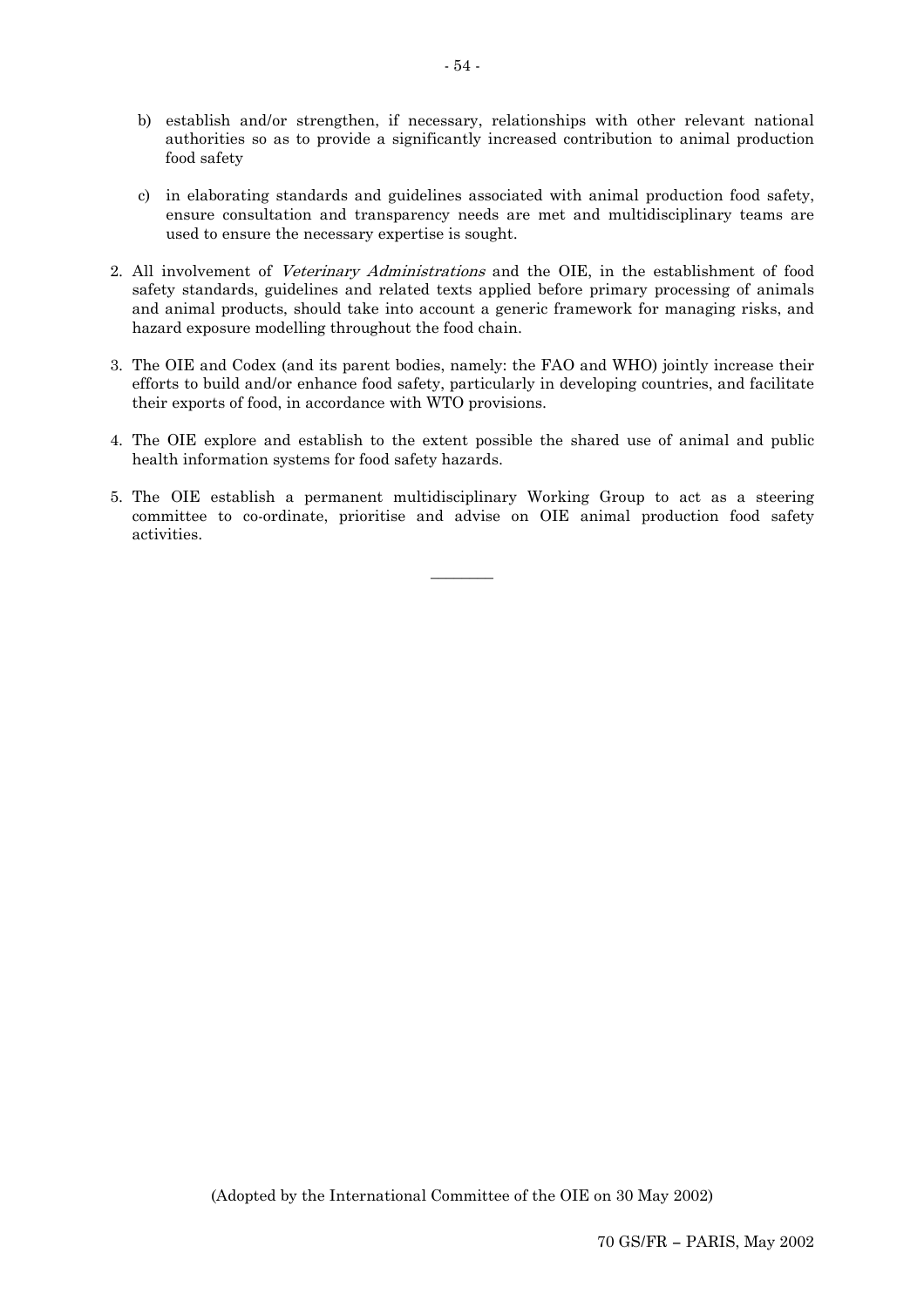b) establish and/or strengthen, if necessary, relationships with other relevant national authorities so as to provide a significantly increased contribution to animal production food safety

c) in elaborating standards and guidelines associated with animal production food safety, ensure consultation and transparency needs are met and multidisciplinary teams are used to ensure the necessary expertise is sought.

2. All involvement of *Veterinary Administrations* and the OIE, in the establishment of food safety standards, guidelines and related texts applied before primary processing of animals and animal products, should take into account a generic framework for managing risks, and hazard exposure modelling throughout the food chain.

3. The OIE and Codex (and its parent bodies, namely: the FAO and WHO) jointly increase their efforts to build and/or enhance food safety, particularly in developing countries, and facilitate their exports of food, in accordance with WTO provisions.

4. The OIE explore and establish to the extent possible the shared use of animal and public health information systems for food safety hazards.

5. The OIE establish a permanent multidisciplinary Working Group to act as a steering committee to co-ordinate, prioritise and advise on OIE animal production food safety activities.

---

(Adopted by the International Committee of the OIE on 30 May 2002)

70 GS/FR – PARIS, May 2002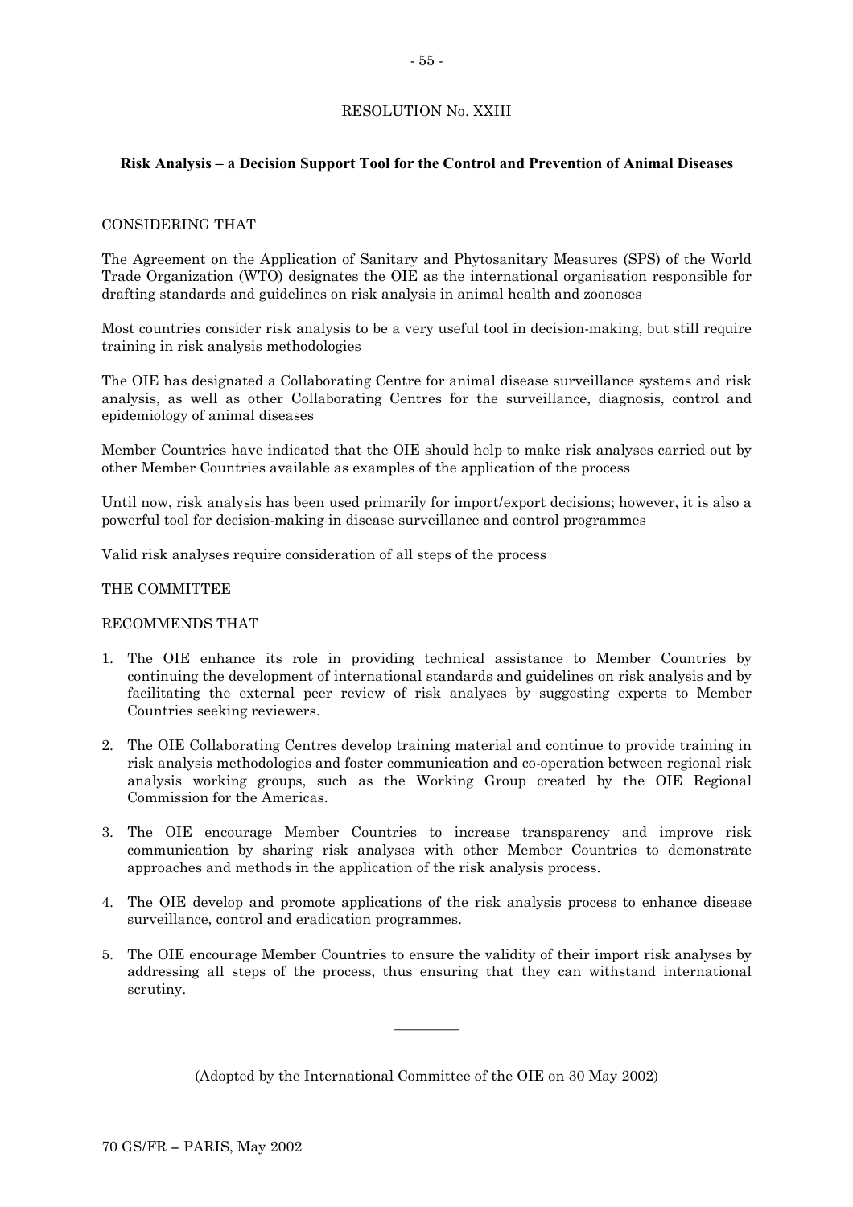RESOLUTION No. XXIII

**Risk Analysis – a Decision Support Tool for the Control and Prevention of Animal Diseases**

CONSIDERING THAT

The Agreement on the Application of Sanitary and Phytosanitary Measures (SPS) of the World Trade Organization (WTO) designates the OIE as the international organisation responsible for drafting standards and guidelines on risk analysis in animal health and zoonoses

Most countries consider risk analysis to be a very useful tool in decision-making, but still require training in risk analysis methodologies

The OIE has designated a Collaborating Centre for animal disease surveillance systems and risk analysis, as well as other Collaborating Centres for the surveillance, diagnosis, control and epidemiology of animal diseases

Member Countries have indicated that the OIE should help to make risk analyses carried out by other Member Countries available as examples of the application of the process

Until now, risk analysis has been used primarily for import/export decisions; however, it is also a powerful tool for decision-making in disease surveillance and control programmes

Valid risk analyses require consideration of all steps of the process

THE COMMITTEE

RECOMMENDS THAT

1. The OIE enhance its role in providing technical assistance to Member Countries by continuing the development of international standards and guidelines on risk analysis and by facilitating the external peer review of risk analyses by suggesting experts to Member Countries seeking reviewers.

2. The OIE Collaborating Centres develop training material and continue to provide training in risk analysis methodologies and foster communication and co-operation between regional risk analysis working groups, such as the Working Group created by the OIE Regional Commission for the Americas.

3. The OIE encourage Member Countries to increase transparency and improve risk communication by sharing risk analyses with other Member Countries to demonstrate approaches and methods in the application of the risk analysis process.

4. The OIE develop and promote applications of the risk analysis process to enhance disease surveillance, control and eradication programmes.

5. The OIE encourage Member Countries to ensure the validity of their import risk analyses by addressing all steps of the process, thus ensuring that they can withstand international scrutiny.

---

(Adopted by the International Committee of the OIE on 30 May 2002)

70 GS/FR – PARIS, May 2002